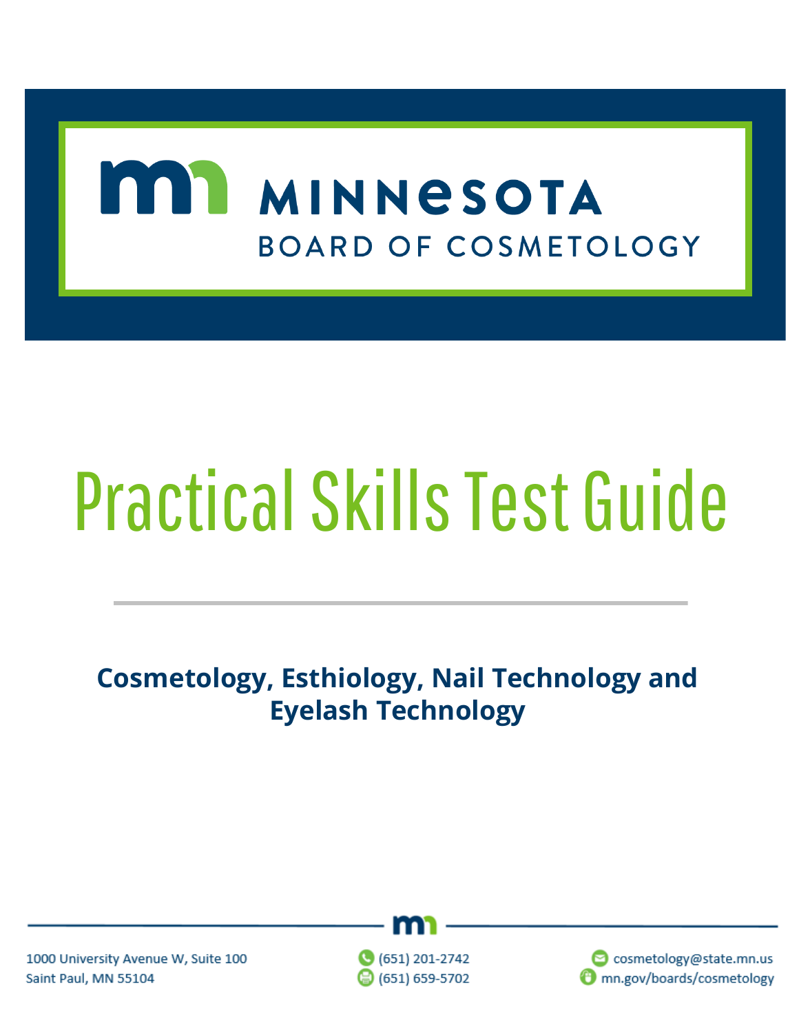# MINNESOTA BOARD OF COSMETOLOGY

# Practical Skills Test Guide

## Cosmetology, Esthiology, Nail Technology and Eyelash Technology

1000 University Avenue W, Suite 100
Saint Paul, MN 55104

(651) 201-2742
(651) 659-5702

cosmetology@state.mn.us
mn.gov/boards/cosmetology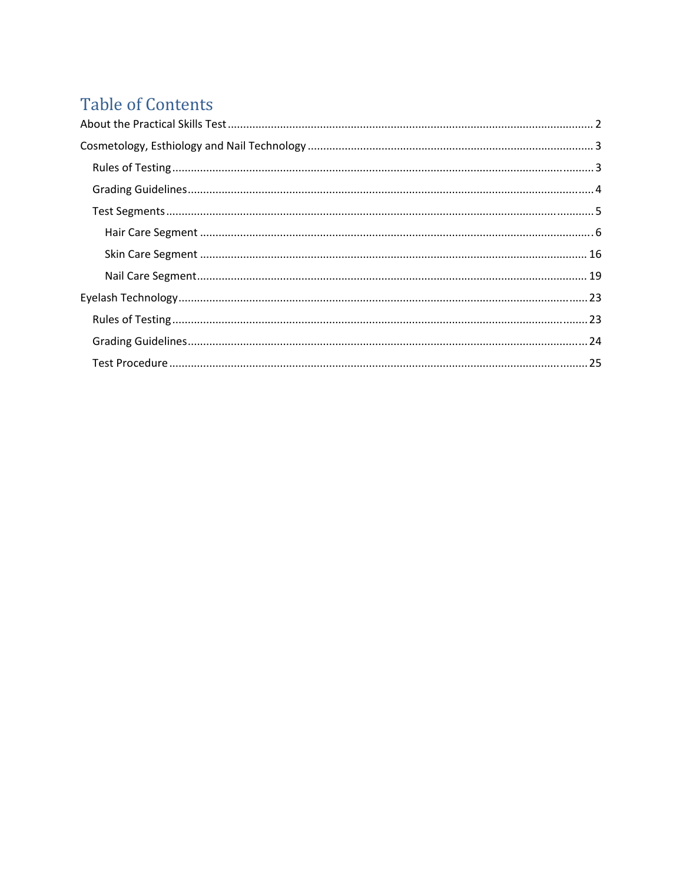# Table of Contents

- About the Practical Skills Test ........ 2
- Cosmetology, Esthiology and Nail Technology ........ 3
  - Rules of Testing ........ 3
  - Grading Guidelines ........ 4
  - Test Segments ........ 5
    - Hair Care Segment ........ 6
    - Skin Care Segment ........ 16
    - Nail Care Segment ........ 19
- Eyelash Technology ........ 23
  - Rules of Testing ........ 23
  - Grading Guidelines ........ 24
  - Test Procedure ........ 25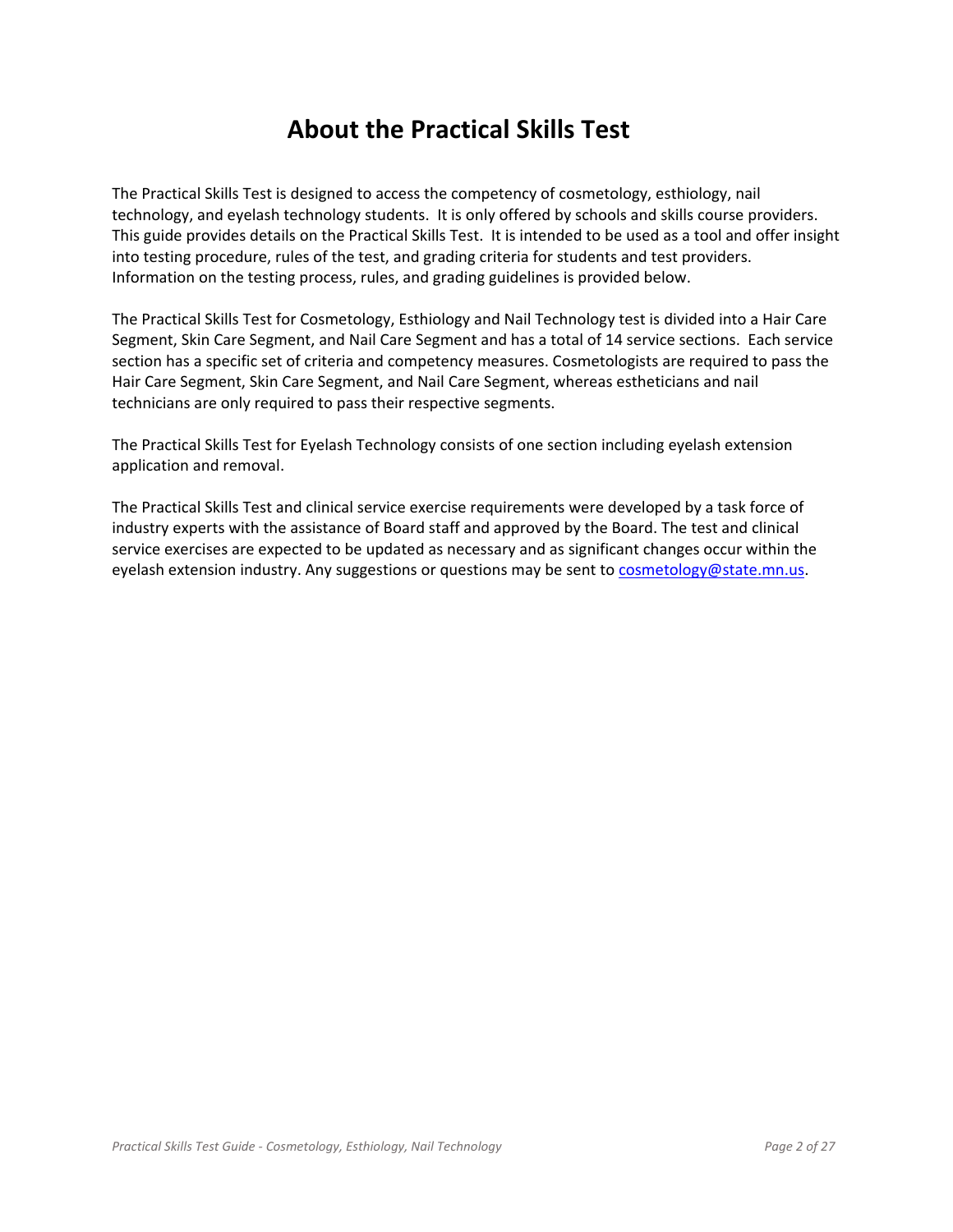# About the Practical Skills Test

The Practical Skills Test is designed to access the competency of cosmetology, esthiology, nail technology, and eyelash technology students. It is only offered by schools and skills course providers. This guide provides details on the Practical Skills Test. It is intended to be used as a tool and offer insight into testing procedure, rules of the test, and grading criteria for students and test providers. Information on the testing process, rules, and grading guidelines is provided below.

The Practical Skills Test for Cosmetology, Esthiology and Nail Technology test is divided into a Hair Care Segment, Skin Care Segment, and Nail Care Segment and has a total of 14 service sections. Each service section has a specific set of criteria and competency measures. Cosmetologists are required to pass the Hair Care Segment, Skin Care Segment, and Nail Care Segment, whereas estheticians and nail technicians are only required to pass their respective segments.

The Practical Skills Test for Eyelash Technology consists of one section including eyelash extension application and removal.

The Practical Skills Test and clinical service exercise requirements were developed by a task force of industry experts with the assistance of Board staff and approved by the Board. The test and clinical service exercises are expected to be updated as necessary and as significant changes occur within the eyelash extension industry. Any suggestions or questions may be sent to cosmetology@state.mn.us.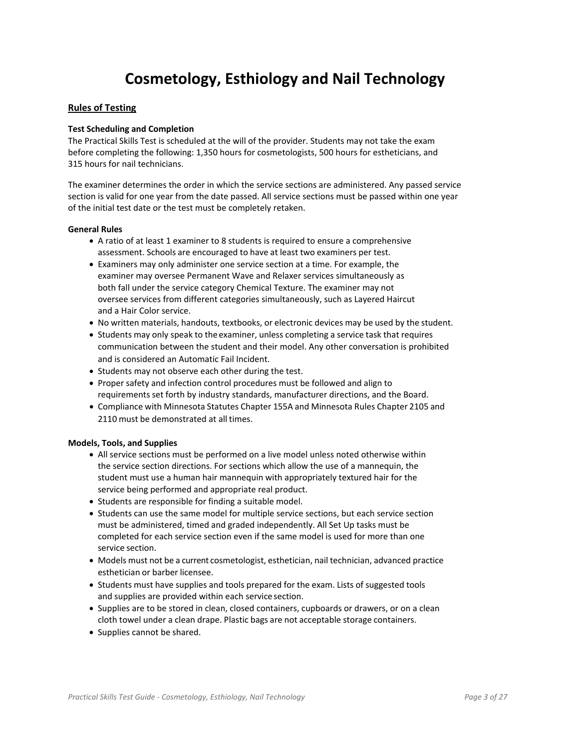# Cosmetology, Esthiology and Nail Technology

## Rules of Testing

**Test Scheduling and Completion**

The Practical Skills Test is scheduled at the will of the provider. Students may not take the exam before completing the following: 1,350 hours for cosmetologists, 500 hours for estheticians, and 315 hours for nail technicians.

The examiner determines the order in which the service sections are administered. Any passed service section is valid for one year from the date passed. All service sections must be passed within one year of the initial test date or the test must be completely retaken.

**General Rules**

- A ratio of at least 1 examiner to 8 students is required to ensure a comprehensive assessment. Schools are encouraged to have at least two examiners per test.
- Examiners may only administer one service section at a time. For example, the examiner may oversee Permanent Wave and Relaxer services simultaneously as both fall under the service category Chemical Texture. The examiner may not oversee services from different categories simultaneously, such as Layered Haircut and a Hair Color service.
- No written materials, handouts, textbooks, or electronic devices may be used by the student.
- Students may only speak to the examiner, unless completing a service task that requires communication between the student and their model. Any other conversation is prohibited and is considered an Automatic Fail Incident.
- Students may not observe each other during the test.
- Proper safety and infection control procedures must be followed and align to requirements set forth by industry standards, manufacturer directions, and the Board.
- Compliance with Minnesota Statutes Chapter 155A and Minnesota Rules Chapter 2105 and 2110 must be demonstrated at all times.

**Models, Tools, and Supplies**

- All service sections must be performed on a live model unless noted otherwise within the service section directions. For sections which allow the use of a mannequin, the student must use a human hair mannequin with appropriately textured hair for the service being performed and appropriate real product.
- Students are responsible for finding a suitable model.
- Students can use the same model for multiple service sections, but each service section must be administered, timed and graded independently. All Set Up tasks must be completed for each service section even if the same model is used for more than one service section.
- Models must not be a current cosmetologist, esthetician, nail technician, advanced practice esthetician or barber licensee.
- Students must have supplies and tools prepared for the exam. Lists of suggested tools and supplies are provided within each service section.
- Supplies are to be stored in clean, closed containers, cupboards or drawers, or on a clean cloth towel under a clean drape. Plastic bags are not acceptable storage containers.
- Supplies cannot be shared.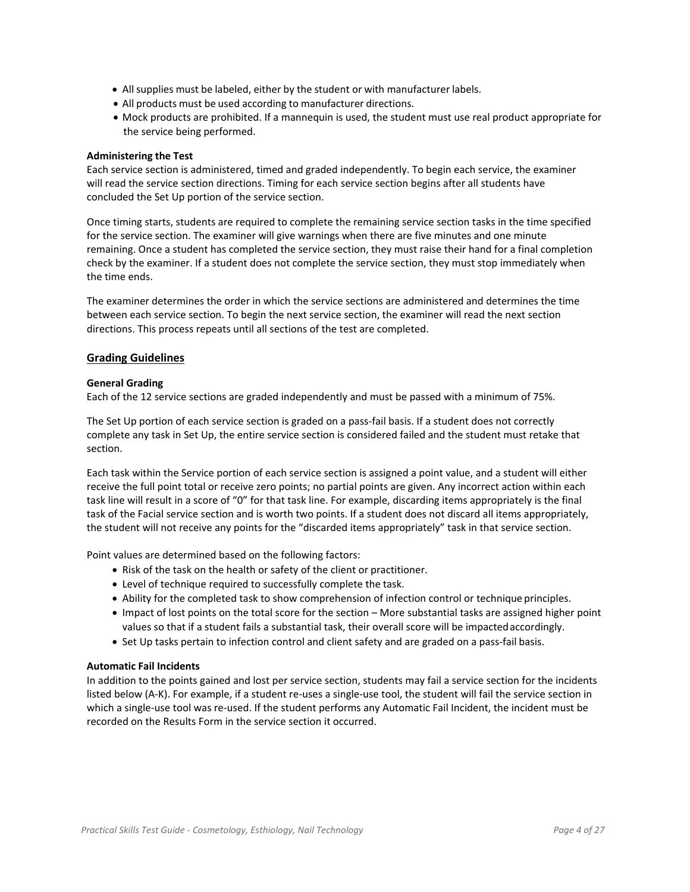- All supplies must be labeled, either by the student or with manufacturer labels.
- All products must be used according to manufacturer directions.
- Mock products are prohibited. If a mannequin is used, the student must use real product appropriate for the service being performed.

**Administering the Test**

Each service section is administered, timed and graded independently. To begin each service, the examiner will read the service section directions. Timing for each service section begins after all students have concluded the Set Up portion of the service section.

Once timing starts, students are required to complete the remaining service section tasks in the time specified for the service section. The examiner will give warnings when there are five minutes and one minute remaining. Once a student has completed the service section, they must raise their hand for a final completion check by the examiner. If a student does not complete the service section, they must stop immediately when the time ends.

The examiner determines the order in which the service sections are administered and determines the time between each service section. To begin the next service section, the examiner will read the next section directions. This process repeats until all sections of the test are completed.

## Grading Guidelines

**General Grading**

Each of the 12 service sections are graded independently and must be passed with a minimum of 75%.

The Set Up portion of each service section is graded on a pass-fail basis. If a student does not correctly complete any task in Set Up, the entire service section is considered failed and the student must retake that section.

Each task within the Service portion of each service section is assigned a point value, and a student will either receive the full point total or receive zero points; no partial points are given. Any incorrect action within each task line will result in a score of "0" for that task line. For example, discarding items appropriately is the final task of the Facial service section and is worth two points. If a student does not discard all items appropriately, the student will not receive any points for the "discarded items appropriately" task in that service section.

Point values are determined based on the following factors:

- Risk of the task on the health or safety of the client or practitioner.
- Level of technique required to successfully complete the task.
- Ability for the completed task to show comprehension of infection control or technique principles.
- Impact of lost points on the total score for the section – More substantial tasks are assigned higher point values so that if a student fails a substantial task, their overall score will be impacted accordingly.
- Set Up tasks pertain to infection control and client safety and are graded on a pass-fail basis.

**Automatic Fail Incidents**

In addition to the points gained and lost per service section, students may fail a service section for the incidents listed below (A-K). For example, if a student re-uses a single-use tool, the student will fail the service section in which a single-use tool was re-used. If the student performs any Automatic Fail Incident, the incident must be recorded on the Results Form in the service section it occurred.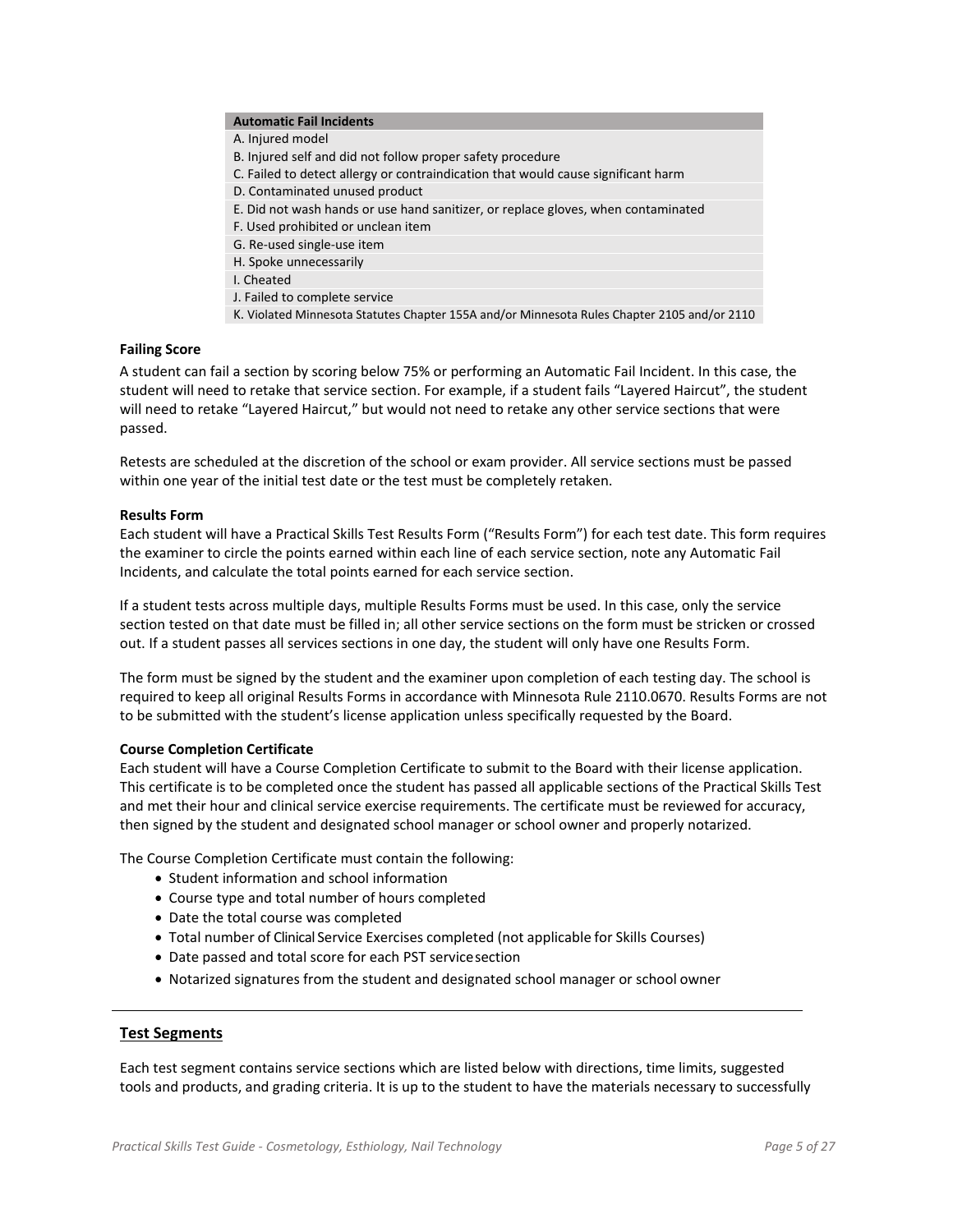| Automatic Fail Incidents |
| --- |
| A. Injured model |
| B. Injured self and did not follow proper safety procedure |
| C. Failed to detect allergy or contraindication that would cause significant harm |
| D. Contaminated unused product |
| E. Did not wash hands or use hand sanitizer, or replace gloves, when contaminated |
| F. Used prohibited or unclean item |
| G. Re-used single-use item |
| H. Spoke unnecessarily |
| I. Cheated |
| J. Failed to complete service |
| K. Violated Minnesota Statutes Chapter 155A and/or Minnesota Rules Chapter 2105 and/or 2110 |

**Failing Score**

A student can fail a section by scoring below 75% or performing an Automatic Fail Incident. In this case, the student will need to retake that service section. For example, if a student fails "Layered Haircut", the student will need to retake "Layered Haircut," but would not need to retake any other service sections that were passed.

Retests are scheduled at the discretion of the school or exam provider. All service sections must be passed within one year of the initial test date or the test must be completely retaken.

**Results Form**

Each student will have a Practical Skills Test Results Form ("Results Form") for each test date. This form requires the examiner to circle the points earned within each line of each service section, note any Automatic Fail Incidents, and calculate the total points earned for each service section.

If a student tests across multiple days, multiple Results Forms must be used. In this case, only the service section tested on that date must be filled in; all other service sections on the form must be stricken or crossed out. If a student passes all services sections in one day, the student will only have one Results Form.

The form must be signed by the student and the examiner upon completion of each testing day. The school is required to keep all original Results Forms in accordance with Minnesota Rule 2110.0670. Results Forms are not to be submitted with the student's license application unless specifically requested by the Board.

**Course Completion Certificate**

Each student will have a Course Completion Certificate to submit to the Board with their license application. This certificate is to be completed once the student has passed all applicable sections of the Practical Skills Test and met their hour and clinical service exercise requirements. The certificate must be reviewed for accuracy, then signed by the student and designated school manager or school owner and properly notarized.

The Course Completion Certificate must contain the following:

- Student information and school information
- Course type and total number of hours completed
- Date the total course was completed
- Total number of Clinical Service Exercises completed (not applicable for Skills Courses)
- Date passed and total score for each PST service section
- Notarized signatures from the student and designated school manager or school owner

---

## Test Segments

Each test segment contains service sections which are listed below with directions, time limits, suggested tools and products, and grading criteria. It is up to the student to have the materials necessary to successfully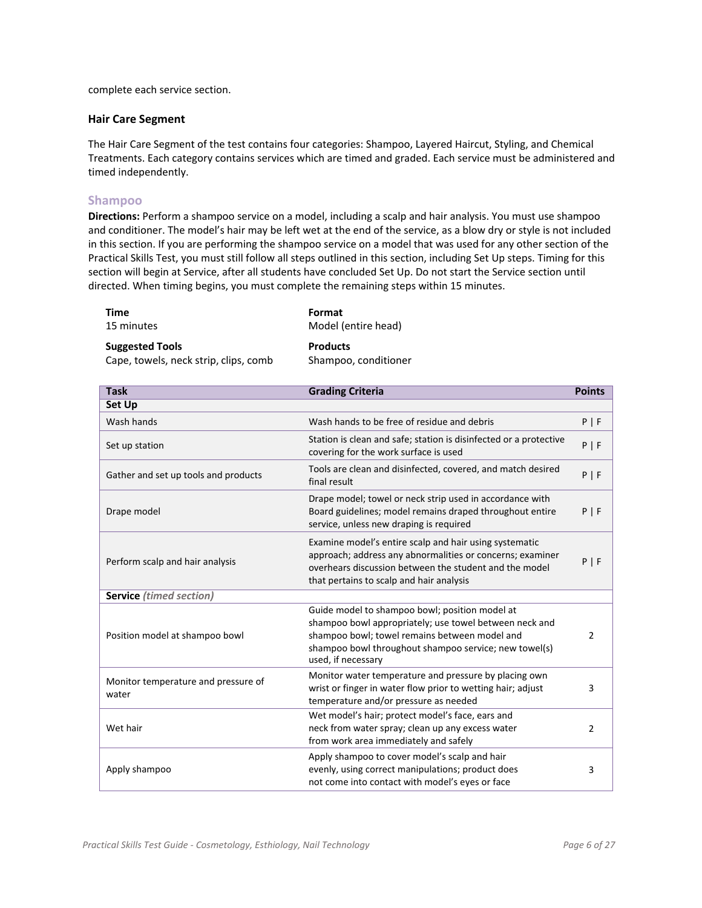complete each service section.

### Hair Care Segment

The Hair Care Segment of the test contains four categories: Shampoo, Layered Haircut, Styling, and Chemical Treatments. Each category contains services which are timed and graded. Each service must be administered and timed independently.

#### Shampoo

**Directions:** Perform a shampoo service on a model, including a scalp and hair analysis. You must use shampoo and conditioner. The model's hair may be left wet at the end of the service, as a blow dry or style is not included in this section. If you are performing the shampoo service on a model that was used for any other section of the Practical Skills Test, you must still follow all steps outlined in this section, including Set Up steps. Timing for this section will begin at Service, after all students have concluded Set Up. Do not start the Service section until directed. When timing begins, you must complete the remaining steps within 15 minutes.

**Time**
15 minutes

**Format**
Model (entire head)

**Suggested Tools**
Cape, towels, neck strip, clips, comb

**Products**
Shampoo, conditioner

| Task | Grading Criteria | Points |
|---|---|---|
| **Set Up** | | |
| Wash hands | Wash hands to be free of residue and debris | P \| F |
| Set up station | Station is clean and safe; station is disinfected or a protective covering for the work surface is used | P \| F |
| Gather and set up tools and products | Tools are clean and disinfected, covered, and match desired final result | P \| F |
| Drape model | Drape model; towel or neck strip used in accordance with Board guidelines; model remains draped throughout entire service, unless new draping is required | P \| F |
| Perform scalp and hair analysis | Examine model's entire scalp and hair using systematic approach; address any abnormalities or concerns; examiner overhears discussion between the student and the model that pertains to scalp and hair analysis | P \| F |
| **Service** *(timed section)* | | |
| Position model at shampoo bowl | Guide model to shampoo bowl; position model at shampoo bowl appropriately; use towel between neck and shampoo bowl; towel remains between model and shampoo bowl throughout shampoo service; new towel(s) used, if necessary | 2 |
| Monitor temperature and pressure of water | Monitor water temperature and pressure by placing own wrist or finger in water flow prior to wetting hair; adjust temperature and/or pressure as needed | 3 |
| Wet hair | Wet model's hair; protect model's face, ears and neck from water spray; clean up any excess water from work area immediately and safely | 2 |
| Apply shampoo | Apply shampoo to cover model's scalp and hair evenly, using correct manipulations; product does not come into contact with model's eyes or face | 3 |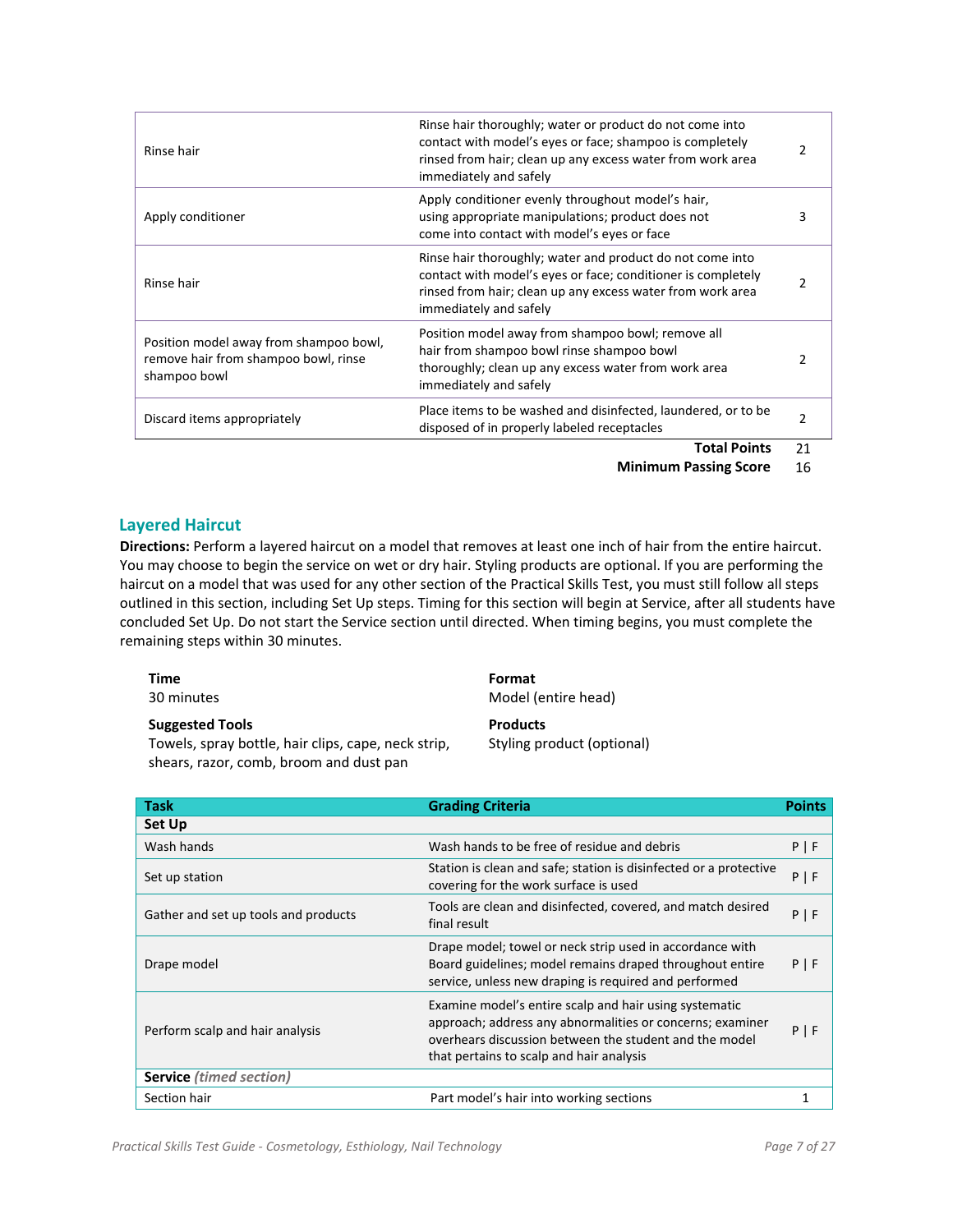| | | |
|---|---|---|
| Rinse hair | Rinse hair thoroughly; water or product do not come into contact with model's eyes or face; shampoo is completely rinsed from hair; clean up any excess water from work area immediately and safely | 2 |
| Apply conditioner | Apply conditioner evenly throughout model's hair, using appropriate manipulations; product does not come into contact with model's eyes or face | 3 |
| Rinse hair | Rinse hair thoroughly; water and product do not come into contact with model's eyes or face; conditioner is completely rinsed from hair; clean up any excess water from work area immediately and safely | 2 |
| Position model away from shampoo bowl, remove hair from shampoo bowl, rinse shampoo bowl | Position model away from shampoo bowl; remove all hair from shampoo bowl rinse shampoo bowl thoroughly; clean up any excess water from work area immediately and safely | 2 |
| Discard items appropriately | Place items to be washed and disinfected, laundered, or to be disposed of in properly labeled receptacles | 2 |
| | **Total Points** | 21 |
| | **Minimum Passing Score** | 16 |

## Layered Haircut

**Directions:** Perform a layered haircut on a model that removes at least one inch of hair from the entire haircut. You may choose to begin the service on wet or dry hair. Styling products are optional. If you are performing the haircut on a model that was used for any other section of the Practical Skills Test, you must still follow all steps outlined in this section, including Set Up steps. Timing for this section will begin at Service, after all students have concluded Set Up. Do not start the Service section until directed. When timing begins, you must complete the remaining steps within 30 minutes.

**Time**
30 minutes

**Format**
Model (entire head)

**Suggested Tools**
Towels, spray bottle, hair clips, cape, neck strip, shears, razor, comb, broom and dust pan

**Products**
Styling product (optional)

| Task | Grading Criteria | Points |
|---|---|---|
| **Set Up** | | |
| Wash hands | Wash hands to be free of residue and debris | P \| F |
| Set up station | Station is clean and safe; station is disinfected or a protective covering for the work surface is used | P \| F |
| Gather and set up tools and products | Tools are clean and disinfected, covered, and match desired final result | P \| F |
| Drape model | Drape model; towel or neck strip used in accordance with Board guidelines; model remains draped throughout entire service, unless new draping is required and performed | P \| F |
| Perform scalp and hair analysis | Examine model's entire scalp and hair using systematic approach; address any abnormalities or concerns; examiner overhears discussion between the student and the model that pertains to scalp and hair analysis | P \| F |
| **Service** *(timed section)* | | |
| Section hair | Part model's hair into working sections | 1 |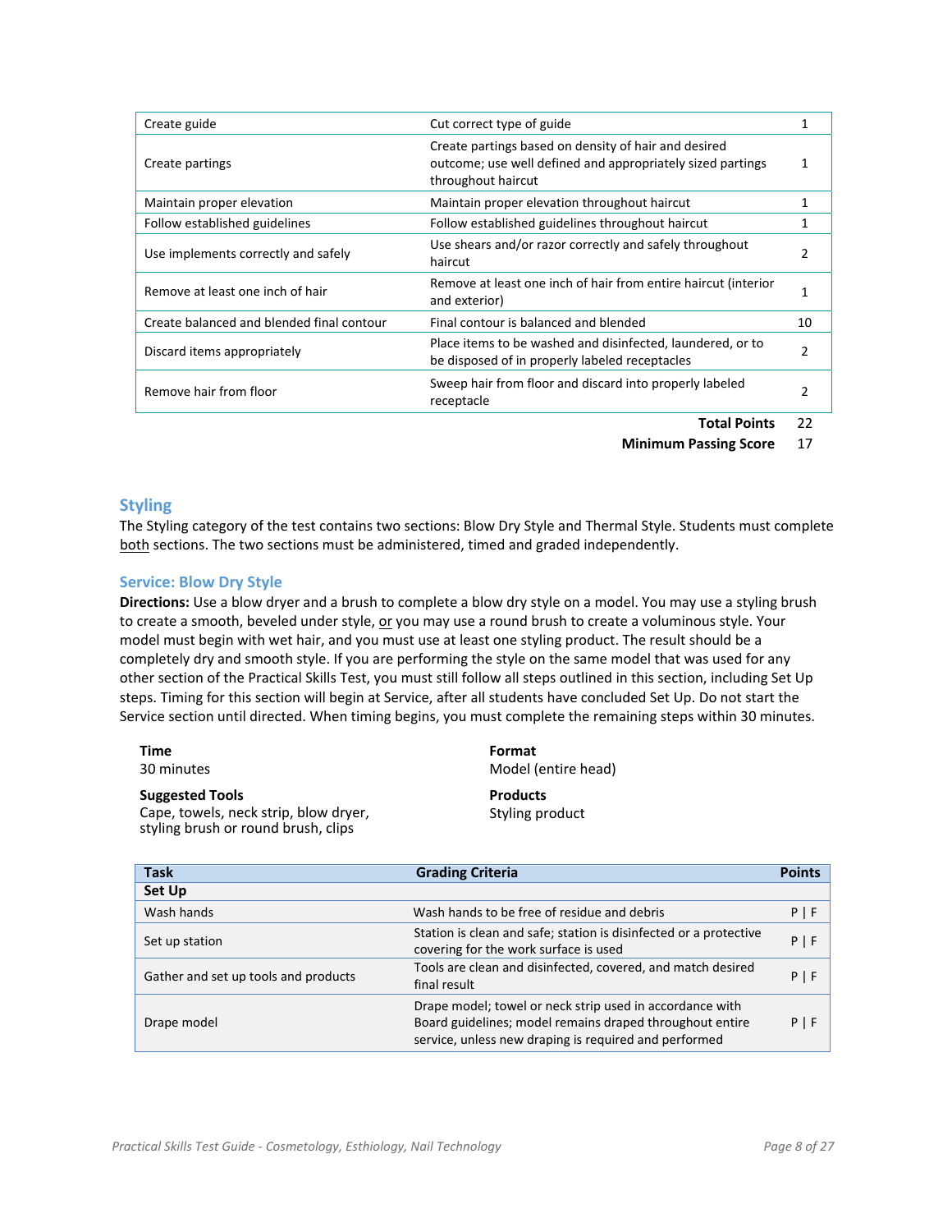| Create guide | Cut correct type of guide | 1 |
|---|---|---|
| Create partings | Create partings based on density of hair and desired outcome; use well defined and appropriately sized partings throughout haircut | 1 |
| Maintain proper elevation | Maintain proper elevation throughout haircut | 1 |
| Follow established guidelines | Follow established guidelines throughout haircut | 1 |
| Use implements correctly and safely | Use shears and/or razor correctly and safely throughout haircut | 2 |
| Remove at least one inch of hair | Remove at least one inch of hair from entire haircut (interior and exterior) | 1 |
| Create balanced and blended final contour | Final contour is balanced and blended | 10 |
| Discard items appropriately | Place items to be washed and disinfected, laundered, or to be disposed of in properly labeled receptacles | 2 |
| Remove hair from floor | Sweep hair from floor and discard into properly labeled receptacle | 2 |
| | **Total Points** | 22 |
| | **Minimum Passing Score** | 17 |

## Styling

The Styling category of the test contains two sections: Blow Dry Style and Thermal Style. Students must complete both sections. The two sections must be administered, timed and graded independently.

### Service: Blow Dry Style

**Directions:** Use a blow dryer and a brush to complete a blow dry style on a model. You may use a styling brush to create a smooth, beveled under style, or you may use a round brush to create a voluminous style. Your model must begin with wet hair, and you must use at least one styling product. The result should be a completely dry and smooth style. If you are performing the style on the same model that was used for any other section of the Practical Skills Test, you must still follow all steps outlined in this section, including Set Up steps. Timing for this section will begin at Service, after all students have concluded Set Up. Do not start the Service section until directed. When timing begins, you must complete the remaining steps within 30 minutes.

**Time**
30 minutes

**Format**
Model (entire head)

**Suggested Tools**
Cape, towels, neck strip, blow dryer, styling brush or round brush, clips

**Products**
Styling product

| Task | Grading Criteria | Points |
|---|---|---|
| **Set Up** | | |
| Wash hands | Wash hands to be free of residue and debris | P \| F |
| Set up station | Station is clean and safe; station is disinfected or a protective covering for the work surface is used | P \| F |
| Gather and set up tools and products | Tools are clean and disinfected, covered, and match desired final result | P \| F |
| Drape model | Drape model; towel or neck strip used in accordance with Board guidelines; model remains draped throughout entire service, unless new draping is required and performed | P \| F |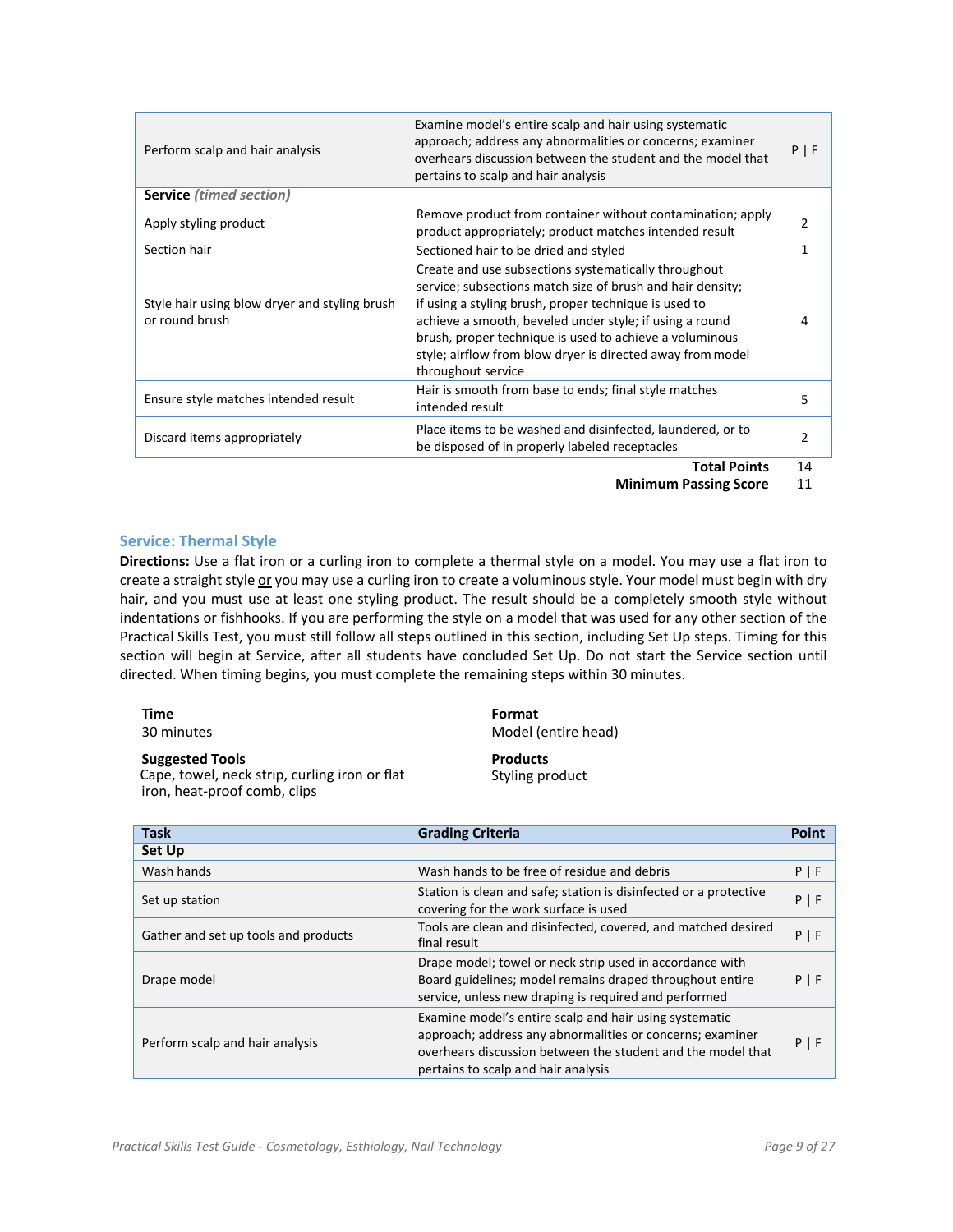| | | |
|---|---|---|
| Perform scalp and hair analysis | Examine model's entire scalp and hair using systematic approach; address any abnormalities or concerns; examiner overhears discussion between the student and the model that pertains to scalp and hair analysis | P \| F |
| **Service** *(timed section)* | | |
| Apply styling product | Remove product from container without contamination; apply product appropriately; product matches intended result | 2 |
| Section hair | Sectioned hair to be dried and styled | 1 |
| Style hair using blow dryer and styling brush or round brush | Create and use subsections systematically throughout service; subsections match size of brush and hair density; if using a styling brush, proper technique is used to achieve a smooth, beveled under style; if using a round brush, proper technique is used to achieve a voluminous style; airflow from blow dryer is directed away from model throughout service | 4 |
| Ensure style matches intended result | Hair is smooth from base to ends; final style matches intended result | 5 |
| Discard items appropriately | Place items to be washed and disinfected, laundered, or to be disposed of in properly labeled receptacles | 2 |
| | **Total Points** | 14 |
| | **Minimum Passing Score** | 11 |

## Service: Thermal Style

**Directions:** Use a flat iron or a curling iron to complete a thermal style on a model. You may use a flat iron to create a straight style or you may use a curling iron to create a voluminous style. Your model must begin with dry hair, and you must use at least one styling product. The result should be a completely smooth style without indentations or fishhooks. If you are performing the style on a model that was used for any other section of the Practical Skills Test, you must still follow all steps outlined in this section, including Set Up steps. Timing for this section will begin at Service, after all students have concluded Set Up. Do not start the Service section until directed. When timing begins, you must complete the remaining steps within 30 minutes.

**Time**
30 minutes

**Format**
Model (entire head)

**Suggested Tools**
Cape, towel, neck strip, curling iron or flat iron, heat-proof comb, clips

**Products**
Styling product

| Task | Grading Criteria | Point |
|---|---|---|
| **Set Up** | | |
| Wash hands | Wash hands to be free of residue and debris | P \| F |
| Set up station | Station is clean and safe; station is disinfected or a protective covering for the work surface is used | P \| F |
| Gather and set up tools and products | Tools are clean and disinfected, covered, and matched desired final result | P \| F |
| Drape model | Drape model; towel or neck strip used in accordance with Board guidelines; model remains draped throughout entire service, unless new draping is required and performed | P \| F |
| Perform scalp and hair analysis | Examine model's entire scalp and hair using systematic approach; address any abnormalities or concerns; examiner overhears discussion between the student and the model that pertains to scalp and hair analysis | P \| F |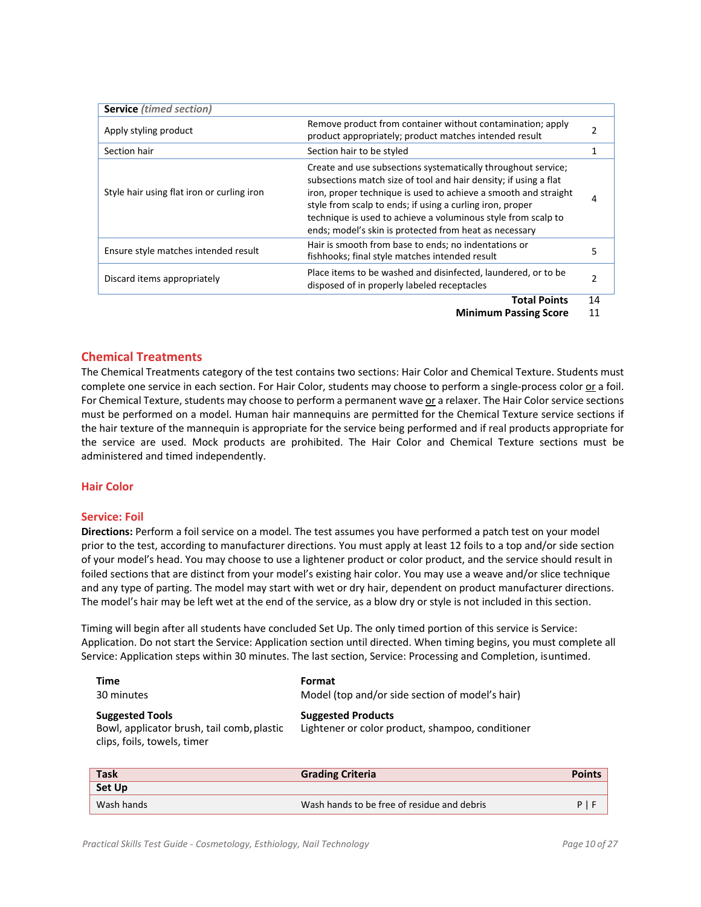| Service *(timed section)* | | |
|---|---|---|
| Apply styling product | Remove product from container without contamination; apply product appropriately; product matches intended result | 2 |
| Section hair | Section hair to be styled | 1 |
| Style hair using flat iron or curling iron | Create and use subsections systematically throughout service; subsections match size of tool and hair density; if using a flat iron, proper technique is used to achieve a smooth and straight style from scalp to ends; if using a curling iron, proper technique is used to achieve a voluminous style from scalp to ends; model's skin is protected from heat as necessary | 4 |
| Ensure style matches intended result | Hair is smooth from base to ends; no indentations or fishhooks; final style matches intended result | 5 |
| Discard items appropriately | Place items to be washed and disinfected, laundered, or to be disposed of in properly labeled receptacles | 2 |
| | **Total Points** | 14 |
| | **Minimum Passing Score** | 11 |

## Chemical Treatments

The Chemical Treatments category of the test contains two sections: Hair Color and Chemical Texture. Students must complete one service in each section. For Hair Color, students may choose to perform a single-process color or a foil. For Chemical Texture, students may choose to perform a permanent wave or a relaxer. The Hair Color service sections must be performed on a model. Human hair mannequins are permitted for the Chemical Texture service sections if the hair texture of the mannequin is appropriate for the service being performed and if real products appropriate for the service are used. Mock products are prohibited. The Hair Color and Chemical Texture sections must be administered and timed independently.

### Hair Color

### Service: Foil

**Directions:** Perform a foil service on a model. The test assumes you have performed a patch test on your model prior to the test, according to manufacturer directions. You must apply at least 12 foils to a top and/or side section of your model's head. You may choose to use a lightener product or color product, and the service should result in foiled sections that are distinct from your model's existing hair color. You may use a weave and/or slice technique and any type of parting. The model may start with wet or dry hair, dependent on product manufacturer directions. The model's hair may be left wet at the end of the service, as a blow dry or style is not included in this section.

Timing will begin after all students have concluded Set Up. The only timed portion of this service is Service: Application. Do not start the Service: Application section until directed. When timing begins, you must complete all Service: Application steps within 30 minutes. The last section, Service: Processing and Completion, is untimed.

**Time**
30 minutes

**Format**
Model (top and/or side section of model's hair)

**Suggested Tools**
Bowl, applicator brush, tail comb, plastic clips, foils, towels, timer

**Suggested Products**
Lightener or color product, shampoo, conditioner

| Task | Grading Criteria | Points |
|---|---|---|
| **Set Up** | | |
| Wash hands | Wash hands to be free of residue and debris | P \| F |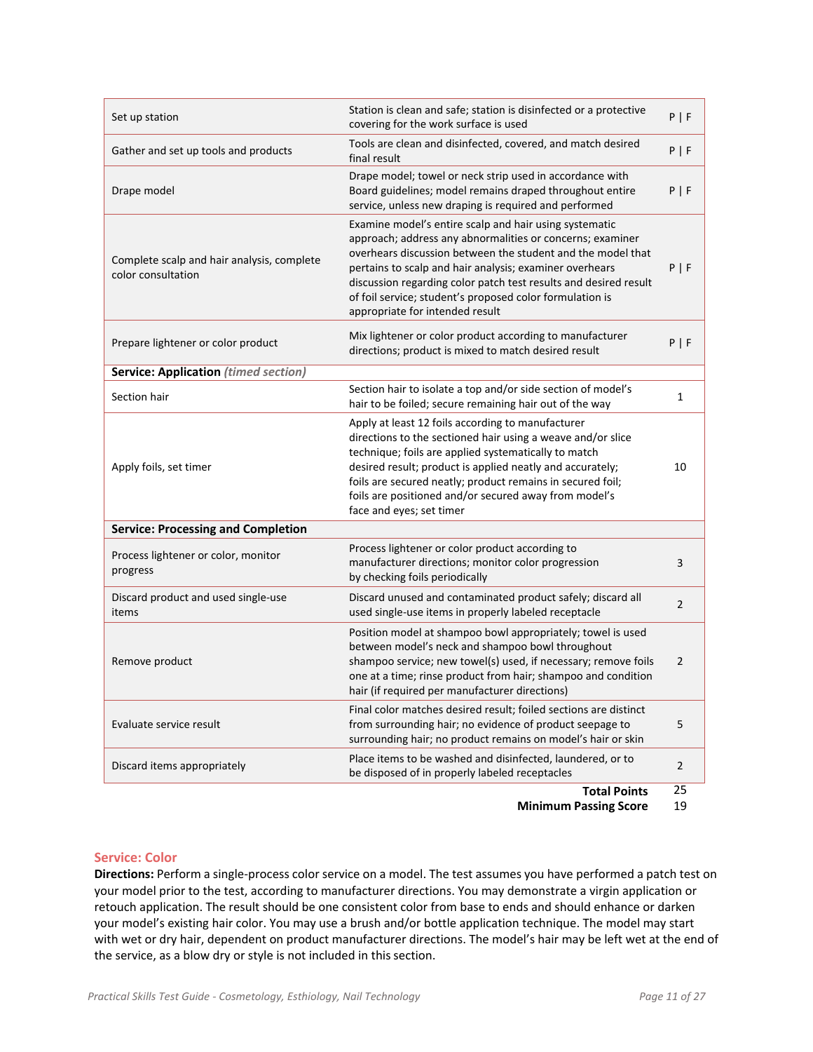| | | |
|---|---|---|
| Set up station | Station is clean and safe; station is disinfected or a protective covering for the work surface is used | P \| F |
| Gather and set up tools and products | Tools are clean and disinfected, covered, and match desired final result | P \| F |
| Drape model | Drape model; towel or neck strip used in accordance with Board guidelines; model remains draped throughout entire service, unless new draping is required and performed | P \| F |
| Complete scalp and hair analysis, complete color consultation | Examine model's entire scalp and hair using systematic approach; address any abnormalities or concerns; examiner overhears discussion between the student and the model that pertains to scalp and hair analysis; examiner overhears discussion regarding color patch test results and desired result of foil service; student's proposed color formulation is appropriate for intended result | P \| F |
| Prepare lightener or color product | Mix lightener or color product according to manufacturer directions; product is mixed to match desired result | P \| F |
| **Service: Application** *(timed section)* | | |
| Section hair | Section hair to isolate a top and/or side section of model's hair to be foiled; secure remaining hair out of the way | 1 |
| Apply foils, set timer | Apply at least 12 foils according to manufacturer directions to the sectioned hair using a weave and/or slice technique; foils are applied systematically to match desired result; product is applied neatly and accurately; foils are secured neatly; product remains in secured foil; foils are positioned and/or secured away from model's face and eyes; set timer | 10 |
| **Service: Processing and Completion** | | |
| Process lightener or color, monitor progress | Process lightener or color product according to manufacturer directions; monitor color progression by checking foils periodically | 3 |
| Discard product and used single-use items | Discard unused and contaminated product safely; discard all used single-use items in properly labeled receptacle | 2 |
| Remove product | Position model at shampoo bowl appropriately; towel is used between model's neck and shampoo bowl throughout shampoo service; new towel(s) used, if necessary; remove foils one at a time; rinse product from hair; shampoo and condition hair (if required per manufacturer directions) | 2 |
| Evaluate service result | Final color matches desired result; foiled sections are distinct from surrounding hair; no evidence of product seepage to surrounding hair; no product remains on model's hair or skin | 5 |
| Discard items appropriately | Place items to be washed and disinfected, laundered, or to be disposed of in properly labeled receptacles | 2 |
| | **Total Points** | 25 |
| | **Minimum Passing Score** | 19 |

## Service: Color

**Directions:** Perform a single-process color service on a model. The test assumes you have performed a patch test on your model prior to the test, according to manufacturer directions. You may demonstrate a virgin application or retouch application. The result should be one consistent color from base to ends and should enhance or darken your model's existing hair color. You may use a brush and/or bottle application technique. The model may start with wet or dry hair, dependent on product manufacturer directions. The model's hair may be left wet at the end of the service, as a blow dry or style is not included in this section.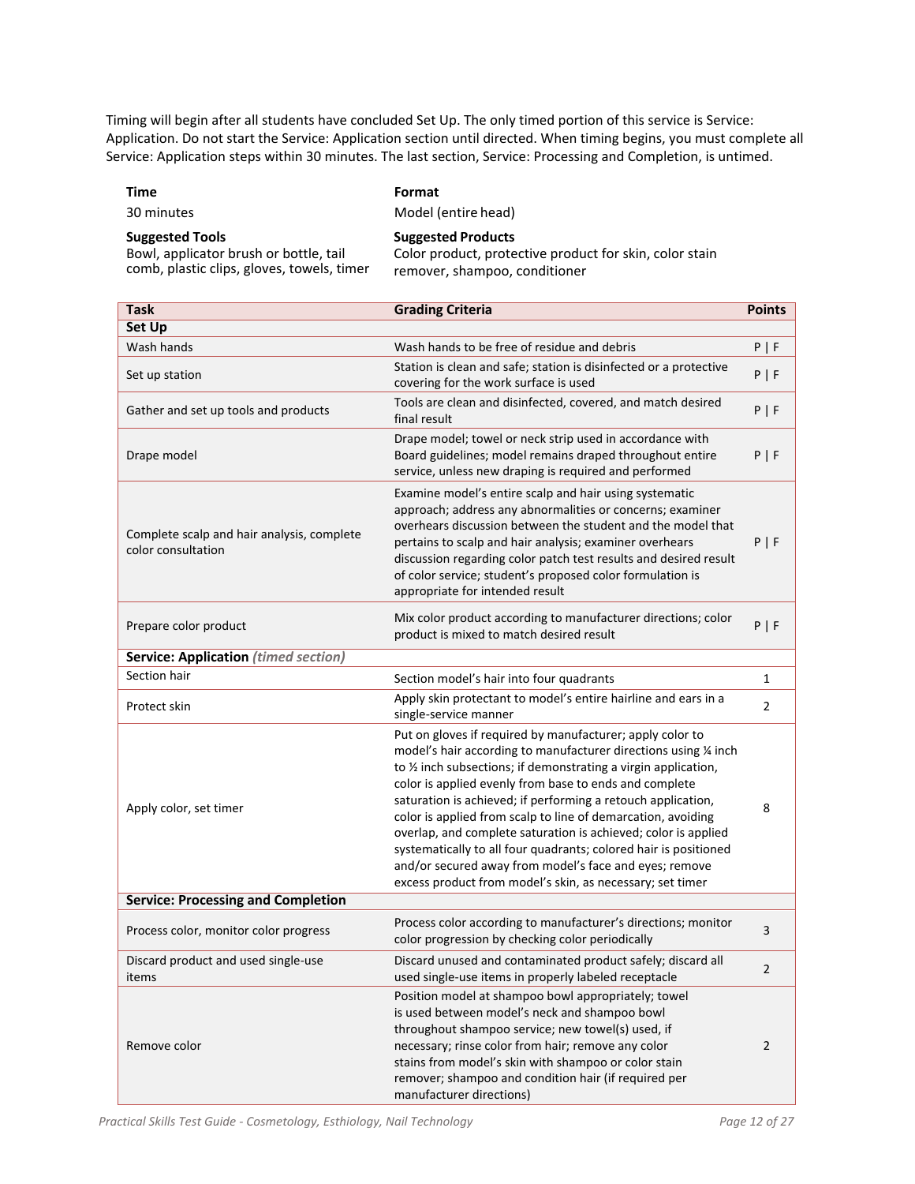Timing will begin after all students have concluded Set Up. The only timed portion of this service is Service: Application. Do not start the Service: Application section until directed. When timing begins, you must complete all Service: Application steps within 30 minutes. The last section, Service: Processing and Completion, is untimed.

**Time**
30 minutes

**Format**
Model (entire head)

**Suggested Tools**
Bowl, applicator brush or bottle, tail comb, plastic clips, gloves, towels, timer

**Suggested Products**
Color product, protective product for skin, color stain remover, shampoo, conditioner

| Task | Grading Criteria | Points |
|---|---|---|
| **Set Up** | | |
| Wash hands | Wash hands to be free of residue and debris | P \| F |
| Set up station | Station is clean and safe; station is disinfected or a protective covering for the work surface is used | P \| F |
| Gather and set up tools and products | Tools are clean and disinfected, covered, and match desired final result | P \| F |
| Drape model | Drape model; towel or neck strip used in accordance with Board guidelines; model remains draped throughout entire service, unless new draping is required and performed | P \| F |
| Complete scalp and hair analysis, complete color consultation | Examine model's entire scalp and hair using systematic approach; address any abnormalities or concerns; examiner overhears discussion between the student and the model that pertains to scalp and hair analysis; examiner overhears discussion regarding color patch test results and desired result of color service; student's proposed color formulation is appropriate for intended result | P \| F |
| Prepare color product | Mix color product according to manufacturer directions; color product is mixed to match desired result | P \| F |
| **Service: Application** *(timed section)* | | |
| Section hair | Section model's hair into four quadrants | 1 |
| Protect skin | Apply skin protectant to model's entire hairline and ears in a single-service manner | 2 |
| Apply color, set timer | Put on gloves if required by manufacturer; apply color to model's hair according to manufacturer directions using ¼ inch to ½ inch subsections; if demonstrating a virgin application, color is applied evenly from base to ends and complete saturation is achieved; if performing a retouch application, color is applied from scalp to line of demarcation, avoiding overlap, and complete saturation is achieved; color is applied systematically to all four quadrants; colored hair is positioned and/or secured away from model's face and eyes; remove excess product from model's skin, as necessary; set timer | 8 |
| **Service: Processing and Completion** | | |
| Process color, monitor color progress | Process color according to manufacturer's directions; monitor color progression by checking color periodically | 3 |
| Discard product and used single-use items | Discard unused and contaminated product safely; discard all used single-use items in properly labeled receptacle | 2 |
| Remove color | Position model at shampoo bowl appropriately; towel is used between model's neck and shampoo bowl throughout shampoo service; new towel(s) used, if necessary; rinse color from hair; remove any color stains from model's skin with shampoo or color stain remover; shampoo and condition hair (if required per manufacturer directions) | 2 |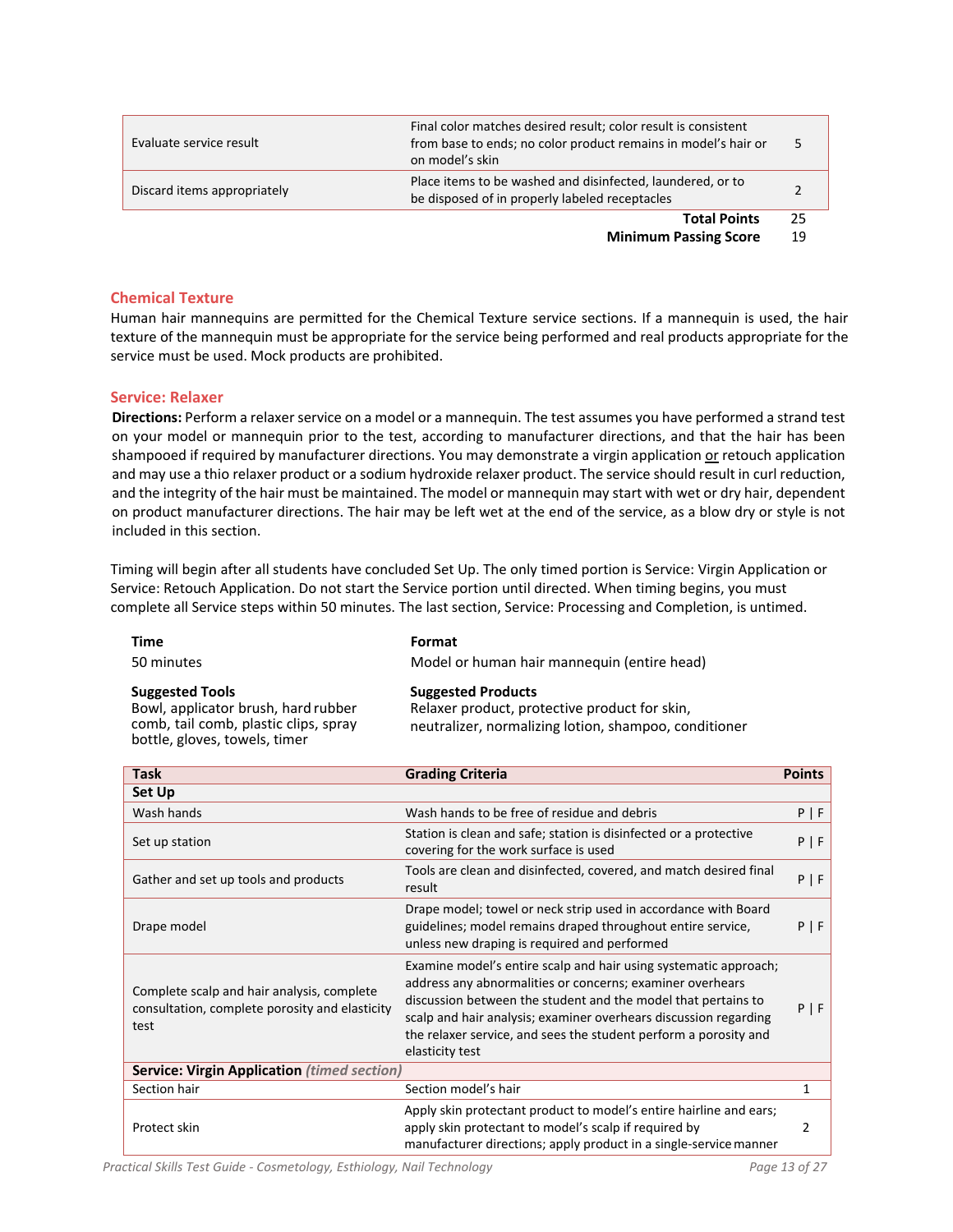| | | |
|---|---|---|
| Evaluate service result | Final color matches desired result; color result is consistent from base to ends; no color product remains in model's hair or on model's skin | 5 |
| Discard items appropriately | Place items to be washed and disinfected, laundered, or to be disposed of in properly labeled receptacles | 2 |
| | **Total Points** | 25 |
| | **Minimum Passing Score** | 19 |

## Chemical Texture

Human hair mannequins are permitted for the Chemical Texture service sections. If a mannequin is used, the hair texture of the mannequin must be appropriate for the service being performed and real products appropriate for the service must be used. Mock products are prohibited.

### Service: Relaxer

**Directions:** Perform a relaxer service on a model or a mannequin. The test assumes you have performed a strand test on your model or mannequin prior to the test, according to manufacturer directions, and that the hair has been shampooed if required by manufacturer directions. You may demonstrate a virgin application or retouch application and may use a thio relaxer product or a sodium hydroxide relaxer product. The service should result in curl reduction, and the integrity of the hair must be maintained. The model or mannequin may start with wet or dry hair, dependent on product manufacturer directions. The hair may be left wet at the end of the service, as a blow dry or style is not included in this section.

Timing will begin after all students have concluded Set Up. The only timed portion is Service: Virgin Application or Service: Retouch Application. Do not start the Service portion until directed. When timing begins, you must complete all Service steps within 50 minutes. The last section, Service: Processing and Completion, is untimed.

**Time**
50 minutes

**Format**
Model or human hair mannequin (entire head)

**Suggested Tools**
Bowl, applicator brush, hard rubber comb, tail comb, plastic clips, spray bottle, gloves, towels, timer

**Suggested Products**
Relaxer product, protective product for skin, neutralizer, normalizing lotion, shampoo, conditioner

| Task | Grading Criteria | Points |
|---|---|---|
| **Set Up** | | |
| Wash hands | Wash hands to be free of residue and debris | P \| F |
| Set up station | Station is clean and safe; station is disinfected or a protective covering for the work surface is used | P \| F |
| Gather and set up tools and products | Tools are clean and disinfected, covered, and match desired final result | P \| F |
| Drape model | Drape model; towel or neck strip used in accordance with Board guidelines; model remains draped throughout entire service, unless new draping is required and performed | P \| F |
| Complete scalp and hair analysis, complete consultation, complete porosity and elasticity test | Examine model's entire scalp and hair using systematic approach; address any abnormalities or concerns; examiner overhears discussion between the student and the model that pertains to scalp and hair analysis; examiner overhears discussion regarding the relaxer service, and sees the student perform a porosity and elasticity test | P \| F |
| **Service: Virgin Application** ***(timed section)*** | | |
| Section hair | Section model's hair | 1 |
| Protect skin | Apply skin protectant product to model's entire hairline and ears; apply skin protectant to model's scalp if required by manufacturer directions; apply product in a single-service manner | 2 |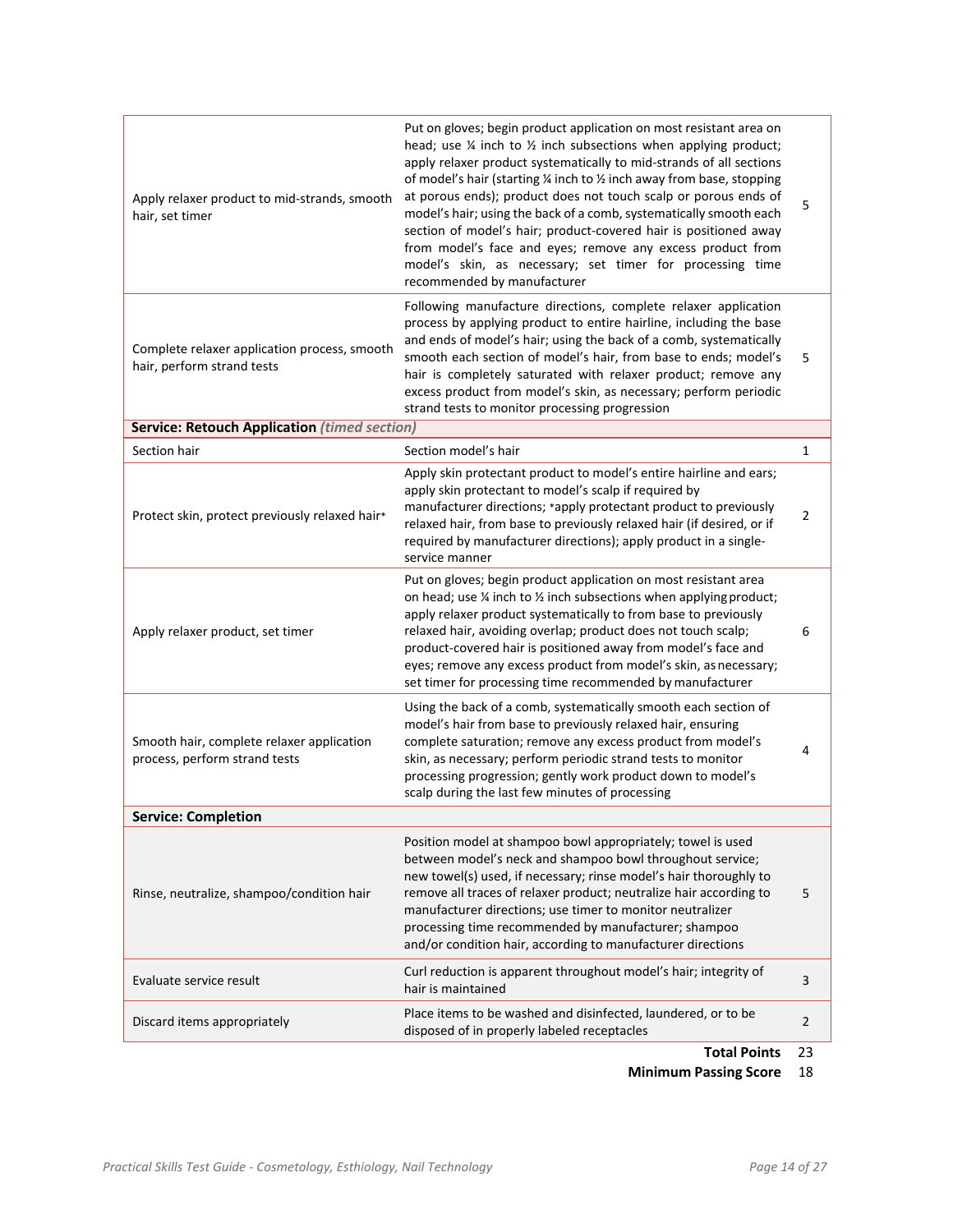| | | |
|---|---|---|
| Apply relaxer product to mid-strands, smooth hair, set timer | Put on gloves; begin product application on most resistant area on head; use ¼ inch to ½ inch subsections when applying product; apply relaxer product systematically to mid-strands of all sections of model's hair (starting ¼ inch to ½ inch away from base, stopping at porous ends); product does not touch scalp or porous ends of model's hair; using the back of a comb, systematically smooth each section of model's hair; product-covered hair is positioned away from model's face and eyes; remove any excess product from model's skin, as necessary; set timer for processing time recommended by manufacturer | 5 |
| Complete relaxer application process, smooth hair, perform strand tests | Following manufacture directions, complete relaxer application process by applying product to entire hairline, including the base and ends of model's hair; using the back of a comb, systematically smooth each section of model's hair, from base to ends; model's hair is completely saturated with relaxer product; remove any excess product from model's skin, as necessary; perform periodic strand tests to monitor processing progression | 5 |
| **Service: Retouch Application** ***(timed section)*** | | |
| Section hair | Section model's hair | 1 |
| Protect skin, protect previously relaxed hair* | Apply skin protectant product to model's entire hairline and ears; apply skin protectant to model's scalp if required by manufacturer directions; *apply protectant product to previously relaxed hair, from base to previously relaxed hair (if desired, or if required by manufacturer directions); apply product in a single-service manner | 2 |
| Apply relaxer product, set timer | Put on gloves; begin product application on most resistant area on head; use ¼ inch to ½ inch subsections when applying product; apply relaxer product systematically to from base to previously relaxed hair, avoiding overlap; product does not touch scalp; product-covered hair is positioned away from model's face and eyes; remove any excess product from model's skin, as necessary; set timer for processing time recommended by manufacturer | 6 |
| Smooth hair, complete relaxer application process, perform strand tests | Using the back of a comb, systematically smooth each section of model's hair from base to previously relaxed hair, ensuring complete saturation; remove any excess product from model's skin, as necessary; perform periodic strand tests to monitor processing progression; gently work product down to model's scalp during the last few minutes of processing | 4 |
| **Service: Completion** | | |
| Rinse, neutralize, shampoo/condition hair | Position model at shampoo bowl appropriately; towel is used between model's neck and shampoo bowl throughout service; new towel(s) used, if necessary; rinse model's hair thoroughly to remove all traces of relaxer product; neutralize hair according to manufacturer directions; use timer to monitor neutralizer processing time recommended by manufacturer; shampoo and/or condition hair, according to manufacturer directions | 5 |
| Evaluate service result | Curl reduction is apparent throughout model's hair; integrity of hair is maintained | 3 |
| Discard items appropriately | Place items to be washed and disinfected, laundered, or to be disposed of in properly labeled receptacles | 2 |
| | **Total Points** | 23 |
| | **Minimum Passing Score** | 18 |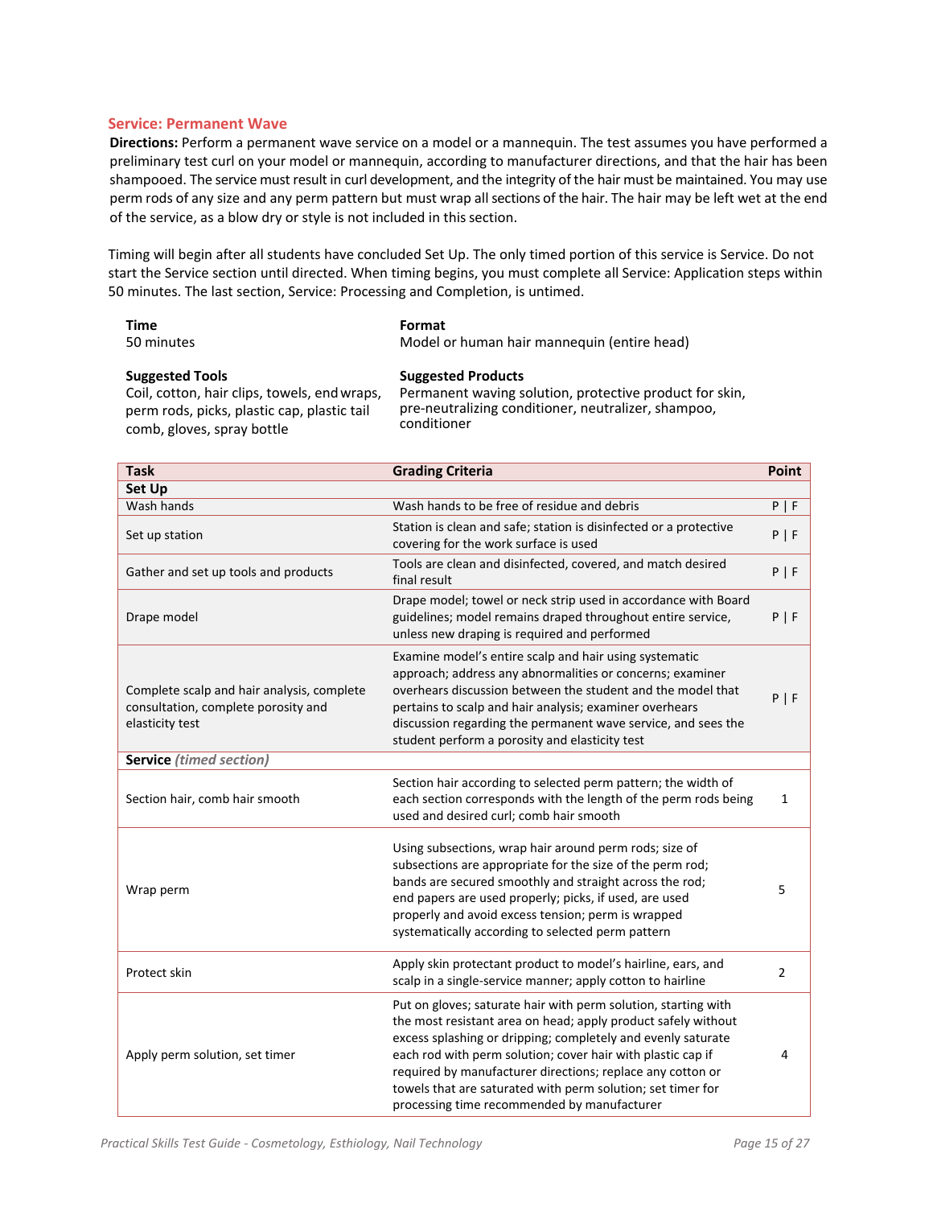## Service: Permanent Wave

**Directions:** Perform a permanent wave service on a model or a mannequin. The test assumes you have performed a preliminary test curl on your model or mannequin, according to manufacturer directions, and that the hair has been shampooed. The service must result in curl development, and the integrity of the hair must be maintained. You may use perm rods of any size and any perm pattern but must wrap all sections of the hair. The hair may be left wet at the end of the service, as a blow dry or style is not included in this section.

Timing will begin after all students have concluded Set Up. The only timed portion of this service is Service. Do not start the Service section until directed. When timing begins, you must complete all Service: Application steps within 50 minutes. The last section, Service: Processing and Completion, is untimed.

**Time**
50 minutes

**Format**
Model or human hair mannequin (entire head)

**Suggested Tools**
Coil, cotton, hair clips, towels, end wraps, perm rods, picks, plastic cap, plastic tail comb, gloves, spray bottle

**Suggested Products**
Permanent waving solution, protective product for skin, pre-neutralizing conditioner, neutralizer, shampoo, conditioner

| Task | Grading Criteria | Point |
|---|---|---|
| **Set Up** | | |
| Wash hands | Wash hands to be free of residue and debris | P \| F |
| Set up station | Station is clean and safe; station is disinfected or a protective covering for the work surface is used | P \| F |
| Gather and set up tools and products | Tools are clean and disinfected, covered, and match desired final result | P \| F |
| Drape model | Drape model; towel or neck strip used in accordance with Board guidelines; model remains draped throughout entire service, unless new draping is required and performed | P \| F |
| Complete scalp and hair analysis, complete consultation, complete porosity and elasticity test | Examine model's entire scalp and hair using systematic approach; address any abnormalities or concerns; examiner overhears discussion between the student and the model that pertains to scalp and hair analysis; examiner overhears discussion regarding the permanent wave service, and sees the student perform a porosity and elasticity test | P \| F |
| **Service** *(timed section)* | | |
| Section hair, comb hair smooth | Section hair according to selected perm pattern; the width of each section corresponds with the length of the perm rods being used and desired curl; comb hair smooth | 1 |
| Wrap perm | Using subsections, wrap hair around perm rods; size of subsections are appropriate for the size of the perm rod; bands are secured smoothly and straight across the rod; end papers are used properly; picks, if used, are used properly and avoid excess tension; perm is wrapped systematically according to selected perm pattern | 5 |
| Protect skin | Apply skin protectant product to model's hairline, ears, and scalp in a single-service manner; apply cotton to hairline | 2 |
| Apply perm solution, set timer | Put on gloves; saturate hair with perm solution, starting with the most resistant area on head; apply product safely without excess splashing or dripping; completely and evenly saturate each rod with perm solution; cover hair with plastic cap if required by manufacturer directions; replace any cotton or towels that are saturated with perm solution; set timer for processing time recommended by manufacturer | 4 |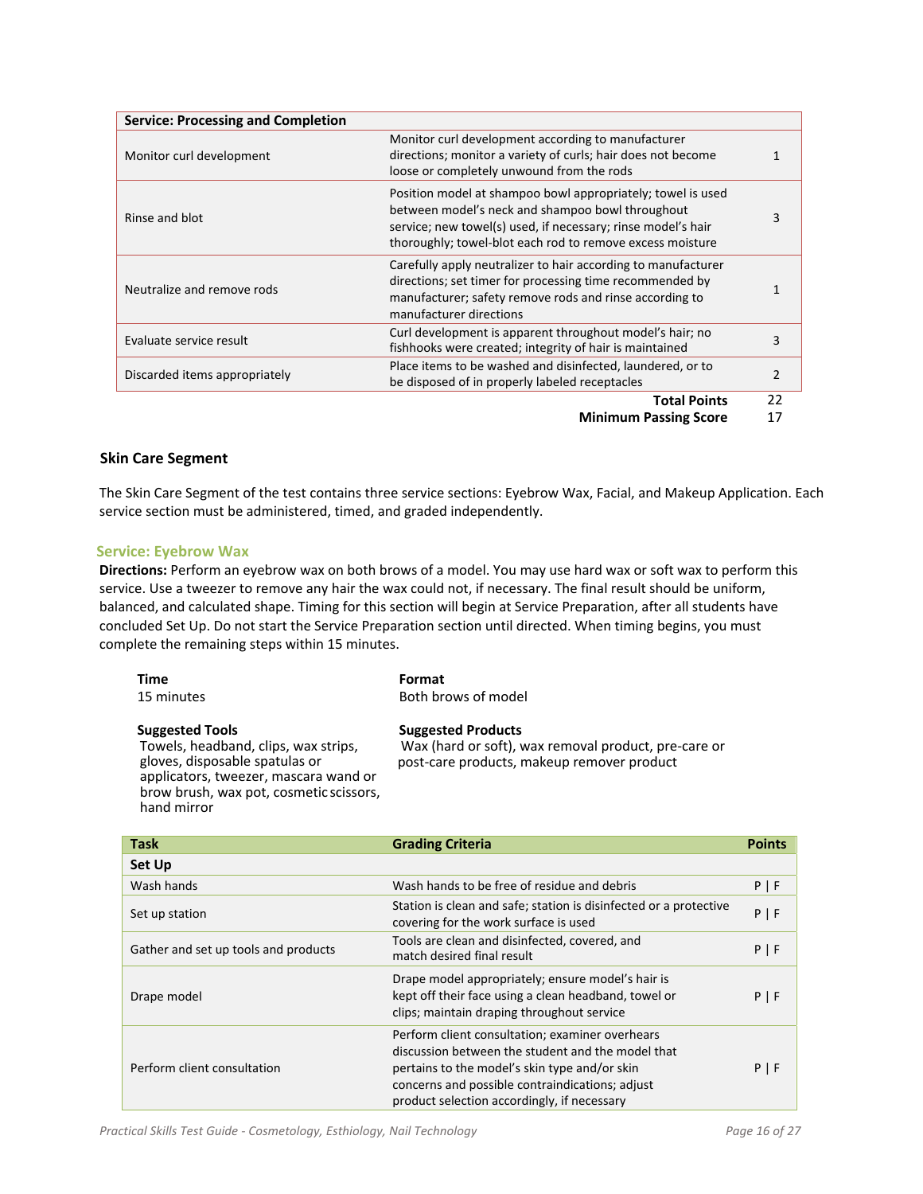| Service: Processing and Completion | | |
|---|---|---|
| Monitor curl development | Monitor curl development according to manufacturer directions; monitor a variety of curls; hair does not become loose or completely unwound from the rods | 1 |
| Rinse and blot | Position model at shampoo bowl appropriately; towel is used between model's neck and shampoo bowl throughout service; new towel(s) used, if necessary; rinse model's hair thoroughly; towel-blot each rod to remove excess moisture | 3 |
| Neutralize and remove rods | Carefully apply neutralizer to hair according to manufacturer directions; set timer for processing time recommended by manufacturer; safety remove rods and rinse according to manufacturer directions | 1 |
| Evaluate service result | Curl development is apparent throughout model's hair; no fishhooks were created; integrity of hair is maintained | 3 |
| Discarded items appropriately | Place items to be washed and disinfected, laundered, or to be disposed of in properly labeled receptacles | 2 |
| | **Total Points** | 22 |
| | **Minimum Passing Score** | 17 |

### Skin Care Segment

The Skin Care Segment of the test contains three service sections: Eyebrow Wax, Facial, and Makeup Application. Each service section must be administered, timed, and graded independently.

#### Service: Eyebrow Wax

**Directions:** Perform an eyebrow wax on both brows of a model. You may use hard wax or soft wax to perform this service. Use a tweezer to remove any hair the wax could not, if necessary. The final result should be uniform, balanced, and calculated shape. Timing for this section will begin at Service Preparation, after all students have concluded Set Up. Do not start the Service Preparation section until directed. When timing begins, you must complete the remaining steps within 15 minutes.

**Time**
15 minutes

**Format**
Both brows of model

**Suggested Tools**
Towels, headband, clips, wax strips, gloves, disposable spatulas or applicators, tweezer, mascara wand or brow brush, wax pot, cosmetic scissors, hand mirror

**Suggested Products**
Wax (hard or soft), wax removal product, pre-care or post-care products, makeup remover product

| Task | Grading Criteria | Points |
|---|---|---|
| **Set Up** | | |
| Wash hands | Wash hands to be free of residue and debris | P \| F |
| Set up station | Station is clean and safe; station is disinfected or a protective covering for the work surface is used | P \| F |
| Gather and set up tools and products | Tools are clean and disinfected, covered, and match desired final result | P \| F |
| Drape model | Drape model appropriately; ensure model's hair is kept off their face using a clean headband, towel or clips; maintain draping throughout service | P \| F |
| Perform client consultation | Perform client consultation; examiner overhears discussion between the student and the model that pertains to the model's skin type and/or skin concerns and possible contraindications; adjust product selection accordingly, if necessary | P \| F |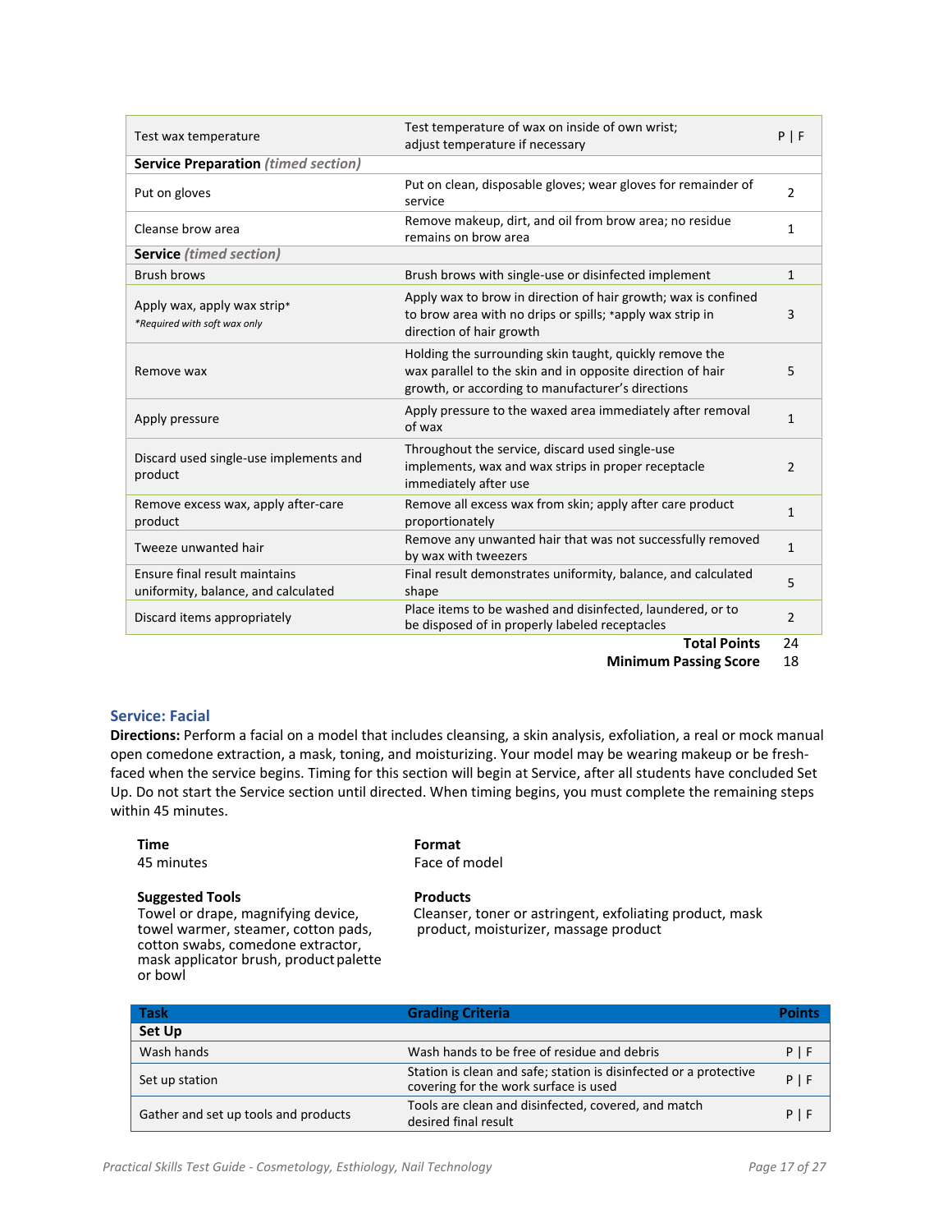| | | |
|---|---|---|
| Test wax temperature | Test temperature of wax on inside of own wrist; adjust temperature if necessary | P \| F |
| **Service Preparation** *(timed section)* | | |
| Put on gloves | Put on clean, disposable gloves; wear gloves for remainder of service | 2 |
| Cleanse brow area | Remove makeup, dirt, and oil from brow area; no residue remains on brow area | 1 |
| **Service** *(timed section)* | | |
| Brush brows | Brush brows with single-use or disinfected implement | 1 |
| Apply wax, apply wax strip* *\*Required with soft wax only* | Apply wax to brow in direction of hair growth; wax is confined to brow area with no drips or spills; *apply wax strip in direction of hair growth | 3 |
| Remove wax | Holding the surrounding skin taught, quickly remove the wax parallel to the skin and in opposite direction of hair growth, or according to manufacturer's directions | 5 |
| Apply pressure | Apply pressure to the waxed area immediately after removal of wax | 1 |
| Discard used single-use implements and product | Throughout the service, discard used single-use implements, wax and wax strips in proper receptacle immediately after use | 2 |
| Remove excess wax, apply after-care product | Remove all excess wax from skin; apply after care product proportionately | 1 |
| Tweeze unwanted hair | Remove any unwanted hair that was not successfully removed by wax with tweezers | 1 |
| Ensure final result maintains uniformity, balance, and calculated | Final result demonstrates uniformity, balance, and calculated shape | 5 |
| Discard items appropriately | Place items to be washed and disinfected, laundered, or to be disposed of in properly labeled receptacles | 2 |
| | **Total Points** | 24 |
| | **Minimum Passing Score** | 18 |

### Service: Facial

**Directions:** Perform a facial on a model that includes cleansing, a skin analysis, exfoliation, a real or mock manual open comedone extraction, a mask, toning, and moisturizing. Your model may be wearing makeup or be fresh-faced when the service begins. Timing for this section will begin at Service, after all students have concluded Set Up. Do not start the Service section until directed. When timing begins, you must complete the remaining steps within 45 minutes.

**Time**
45 minutes

**Format**
Face of model

**Suggested Tools**
Towel or drape, magnifying device, towel warmer, steamer, cotton pads, cotton swabs, comedone extractor, mask applicator brush, product palette or bowl

**Products**
Cleanser, toner or astringent, exfoliating product, mask product, moisturizer, massage product

| Task | Grading Criteria | Points |
|---|---|---|
| **Set Up** | | |
| Wash hands | Wash hands to be free of residue and debris | P \| F |
| Set up station | Station is clean and safe; station is disinfected or a protective covering for the work surface is used | P \| F |
| Gather and set up tools and products | Tools are clean and disinfected, covered, and match desired final result | P \| F |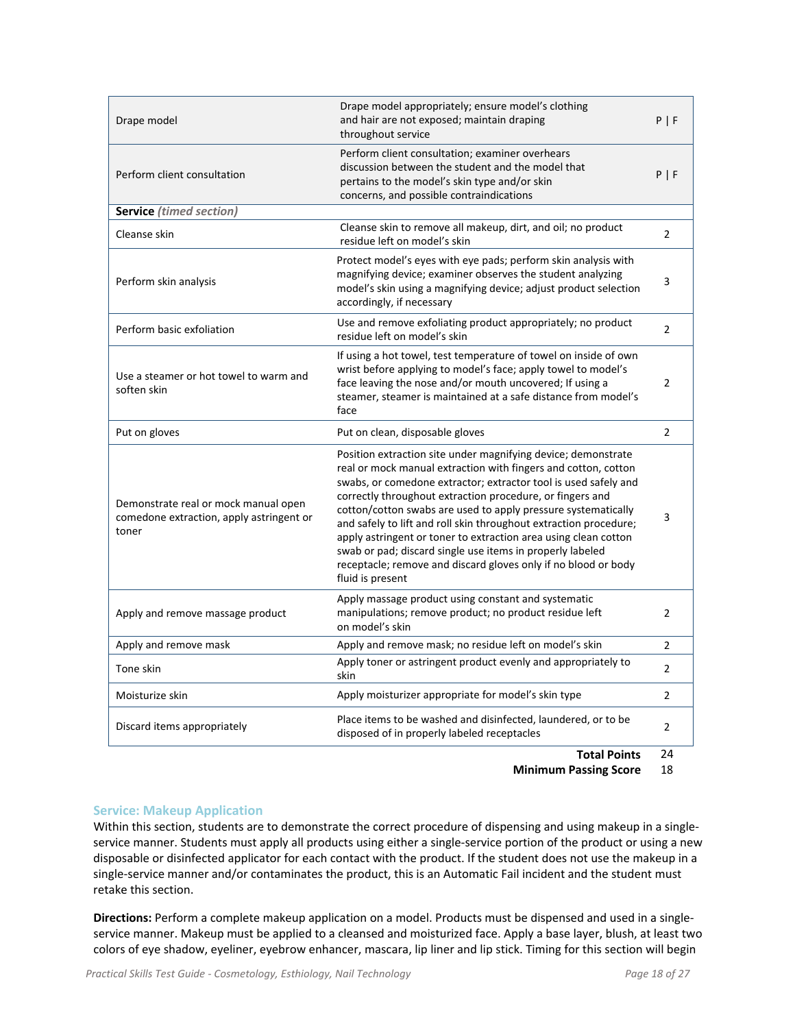| | | |
|---|---|---|
| Drape model | Drape model appropriately; ensure model's clothing and hair are not exposed; maintain draping throughout service | P \| F |
| Perform client consultation | Perform client consultation; examiner overhears discussion between the student and the model that pertains to the model's skin type and/or skin concerns, and possible contraindications | P \| F |
| **Service** *(timed section)* | | |
| Cleanse skin | Cleanse skin to remove all makeup, dirt, and oil; no product residue left on model's skin | 2 |
| Perform skin analysis | Protect model's eyes with eye pads; perform skin analysis with magnifying device; examiner observes the student analyzing model's skin using a magnifying device; adjust product selection accordingly, if necessary | 3 |
| Perform basic exfoliation | Use and remove exfoliating product appropriately; no product residue left on model's skin | 2 |
| Use a steamer or hot towel to warm and soften skin | If using a hot towel, test temperature of towel on inside of own wrist before applying to model's face; apply towel to model's face leaving the nose and/or mouth uncovered; If using a steamer, steamer is maintained at a safe distance from model's face | 2 |
| Put on gloves | Put on clean, disposable gloves | 2 |
| Demonstrate real or mock manual open comedone extraction, apply astringent or toner | Position extraction site under magnifying device; demonstrate real or mock manual extraction with fingers and cotton, cotton swabs, or comedone extractor; extractor tool is used safely and correctly throughout extraction procedure, or fingers and cotton/cotton swabs are used to apply pressure systematically and safely to lift and roll skin throughout extraction procedure; apply astringent or toner to extraction area using clean cotton swab or pad; discard single use items in properly labeled receptacle; remove and discard gloves only if no blood or body fluid is present | 3 |
| Apply and remove massage product | Apply massage product using constant and systematic manipulations; remove product; no product residue left on model's skin | 2 |
| Apply and remove mask | Apply and remove mask; no residue left on model's skin | 2 |
| Tone skin | Apply toner or astringent product evenly and appropriately to skin | 2 |
| Moisturize skin | Apply moisturizer appropriate for model's skin type | 2 |
| Discard items appropriately | Place items to be washed and disinfected, laundered, or to be disposed of in properly labeled receptacles | 2 |
| | **Total Points** | 24 |
| | **Minimum Passing Score** | 18 |

### Service: Makeup Application

Within this section, students are to demonstrate the correct procedure of dispensing and using makeup in a single-service manner. Students must apply all products using either a single-service portion of the product or using a new disposable or disinfected applicator for each contact with the product. If the student does not use the makeup in a single-service manner and/or contaminates the product, this is an Automatic Fail incident and the student must retake this section.

**Directions:** Perform a complete makeup application on a model. Products must be dispensed and used in a single-service manner. Makeup must be applied to a cleansed and moisturized face. Apply a base layer, blush, at least two colors of eye shadow, eyeliner, eyebrow enhancer, mascara, lip liner and lip stick. Timing for this section will begin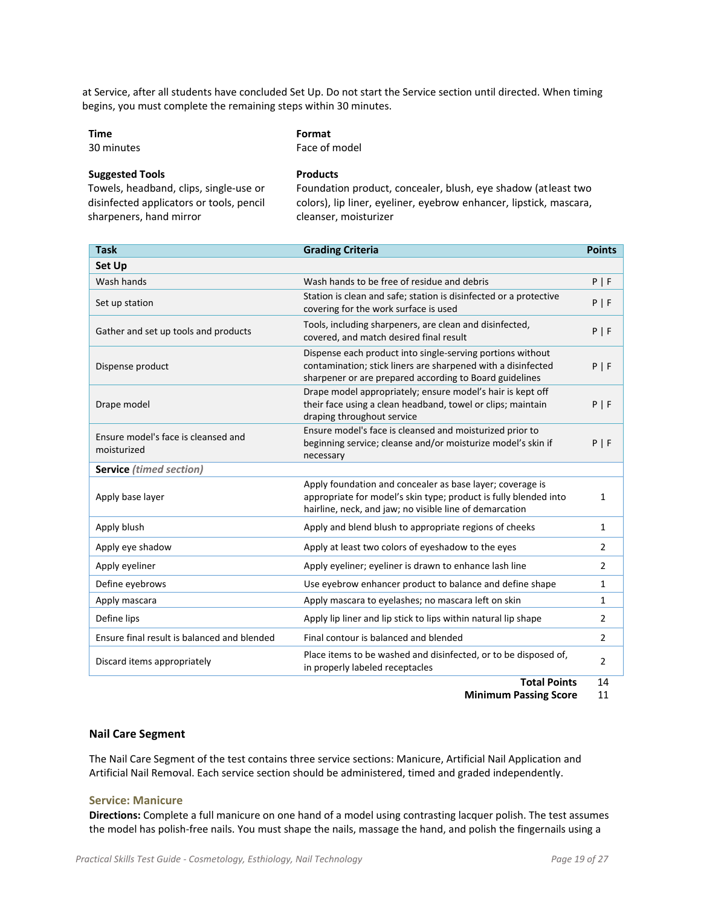at Service, after all students have concluded Set Up. Do not start the Service section until directed. When timing begins, you must complete the remaining steps within 30 minutes.

**Time**
30 minutes

**Format**
Face of model

**Suggested Tools**
Towels, headband, clips, single-use or disinfected applicators or tools, pencil sharpeners, hand mirror

**Products**
Foundation product, concealer, blush, eye shadow (atleast two colors), lip liner, eyeliner, eyebrow enhancer, lipstick, mascara, cleanser, moisturizer

| Task | Grading Criteria | Points |
|---|---|---|
| **Set Up** | | |
| Wash hands | Wash hands to be free of residue and debris | P \| F |
| Set up station | Station is clean and safe; station is disinfected or a protective covering for the work surface is used | P \| F |
| Gather and set up tools and products | Tools, including sharpeners, are clean and disinfected, covered, and match desired final result | P \| F |
| Dispense product | Dispense each product into single-serving portions without contamination; stick liners are sharpened with a disinfected sharpener or are prepared according to Board guidelines | P \| F |
| Drape model | Drape model appropriately; ensure model's hair is kept off their face using a clean headband, towel or clips; maintain draping throughout service | P \| F |
| Ensure model's face is cleansed and moisturized | Ensure model's face is cleansed and moisturized prior to beginning service; cleanse and/or moisturize model's skin if necessary | P \| F |
| **Service** *(timed section)* | | |
| Apply base layer | Apply foundation and concealer as base layer; coverage is appropriate for model's skin type; product is fully blended into hairline, neck, and jaw; no visible line of demarcation | 1 |
| Apply blush | Apply and blend blush to appropriate regions of cheeks | 1 |
| Apply eye shadow | Apply at least two colors of eyeshadow to the eyes | 2 |
| Apply eyeliner | Apply eyeliner; eyeliner is drawn to enhance lash line | 2 |
| Define eyebrows | Use eyebrow enhancer product to balance and define shape | 1 |
| Apply mascara | Apply mascara to eyelashes; no mascara left on skin | 1 |
| Define lips | Apply lip liner and lip stick to lips within natural lip shape | 2 |
| Ensure final result is balanced and blended | Final contour is balanced and blended | 2 |
| Discard items appropriately | Place items to be washed and disinfected, or to be disposed of, in properly labeled receptacles | 2 |
| | **Total Points** | 14 |
| | **Minimum Passing Score** | 11 |

## Nail Care Segment

The Nail Care Segment of the test contains three service sections: Manicure, Artificial Nail Application and Artificial Nail Removal. Each service section should be administered, timed and graded independently.

### Service: Manicure

**Directions:** Complete a full manicure on one hand of a model using contrasting lacquer polish. The test assumes the model has polish-free nails. You must shape the nails, massage the hand, and polish the fingernails using a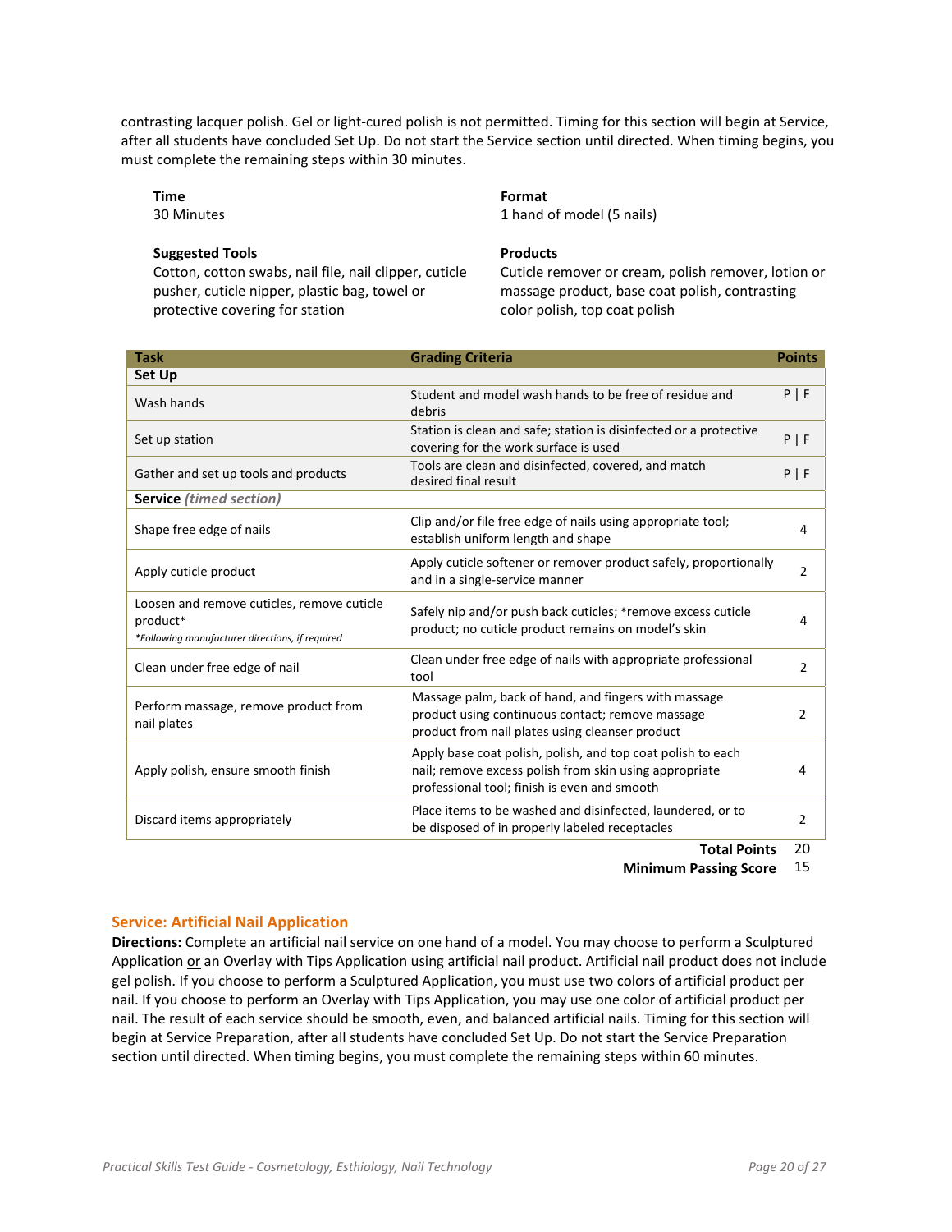contrasting lacquer polish. Gel or light-cured polish is not permitted. Timing for this section will begin at Service, after all students have concluded Set Up. Do not start the Service section until directed. When timing begins, you must complete the remaining steps within 30 minutes.

**Time**
30 Minutes

**Format**
1 hand of model (5 nails)

**Suggested Tools**
Cotton, cotton swabs, nail file, nail clipper, cuticle pusher, cuticle nipper, plastic bag, towel or protective covering for station

**Products**
Cuticle remover or cream, polish remover, lotion or massage product, base coat polish, contrasting color polish, top coat polish

| Task | Grading Criteria | Points |
|---|---|---|
| **Set Up** | | |
| Wash hands | Student and model wash hands to be free of residue and debris | P \| F |
| Set up station | Station is clean and safe; station is disinfected or a protective covering for the work surface is used | P \| F |
| Gather and set up tools and products | Tools are clean and disinfected, covered, and match desired final result | P \| F |
| **Service** *(timed section)* | | |
| Shape free edge of nails | Clip and/or file free edge of nails using appropriate tool; establish uniform length and shape | 4 |
| Apply cuticle product | Apply cuticle softener or remover product safely, proportionally and in a single-service manner | 2 |
| Loosen and remove cuticles, remove cuticle product* *\*Following manufacturer directions, if required* | Safely nip and/or push back cuticles; *remove excess cuticle product; no cuticle product remains on model's skin | 4 |
| Clean under free edge of nail | Clean under free edge of nails with appropriate professional tool | 2 |
| Perform massage, remove product from nail plates | Massage palm, back of hand, and fingers with massage product using continuous contact; remove massage product from nail plates using cleanser product | 2 |
| Apply polish, ensure smooth finish | Apply base coat polish, polish, and top coat polish to each nail; remove excess polish from skin using appropriate professional tool; finish is even and smooth | 4 |
| Discard items appropriately | Place items to be washed and disinfected, laundered, or to be disposed of in properly labeled receptacles | 2 |
| | **Total Points** | 20 |
| | **Minimum Passing Score** | 15 |

### Service: Artificial Nail Application

**Directions:** Complete an artificial nail service on one hand of a model. You may choose to perform a Sculptured Application or an Overlay with Tips Application using artificial nail product. Artificial nail product does not include gel polish. If you choose to perform a Sculptured Application, you must use two colors of artificial product per nail. If you choose to perform an Overlay with Tips Application, you may use one color of artificial product per nail. The result of each service should be smooth, even, and balanced artificial nails. Timing for this section will begin at Service Preparation, after all students have concluded Set Up. Do not start the Service Preparation section until directed. When timing begins, you must complete the remaining steps within 60 minutes.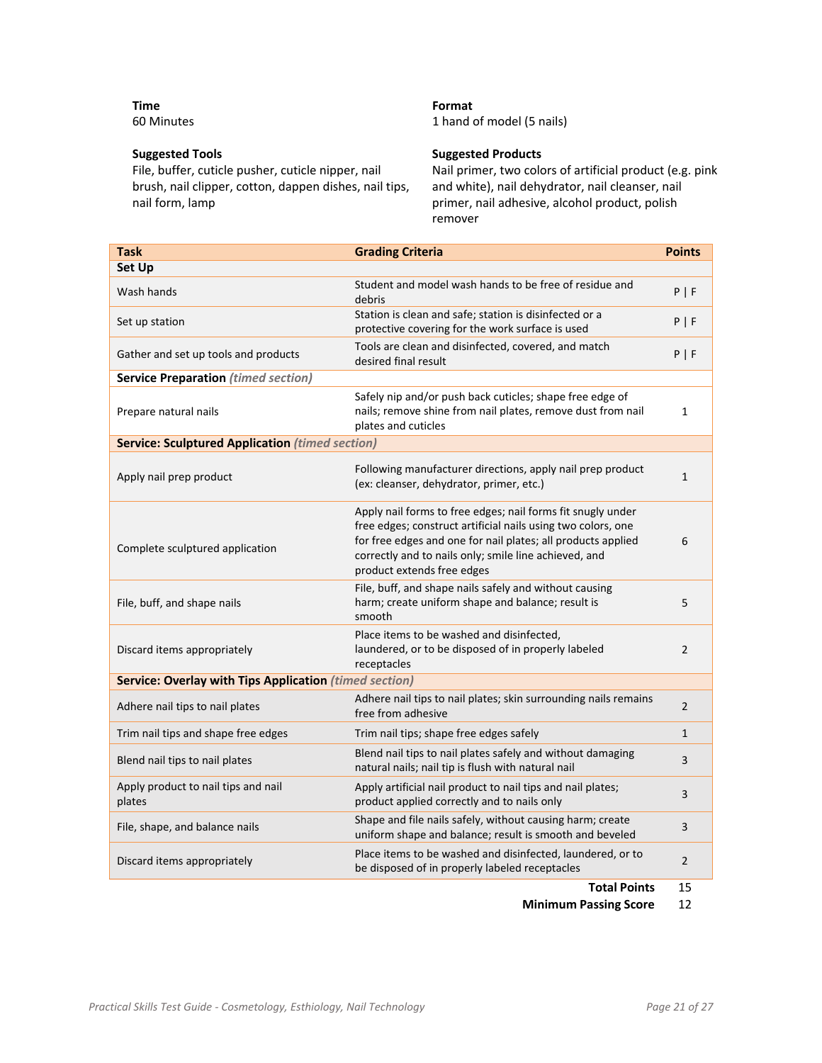**Time**
60 Minutes

**Format**
1 hand of model (5 nails)

**Suggested Tools**
File, buffer, cuticle pusher, cuticle nipper, nail brush, nail clipper, cotton, dappen dishes, nail tips, nail form, lamp

**Suggested Products**
Nail primer, two colors of artificial product (e.g. pink and white), nail dehydrator, nail cleanser, nail primer, nail adhesive, alcohol product, polish remover

| Task | Grading Criteria | Points |
|---|---|---|
| **Set Up** | | |
| Wash hands | Student and model wash hands to be free of residue and debris | P \| F |
| Set up station | Station is clean and safe; station is disinfected or a protective covering for the work surface is used | P \| F |
| Gather and set up tools and products | Tools are clean and disinfected, covered, and match desired final result | P \| F |
| **Service Preparation** *(timed section)* | | |
| Prepare natural nails | Safely nip and/or push back cuticles; shape free edge of nails; remove shine from nail plates, remove dust from nail plates and cuticles | 1 |
| **Service: Sculptured Application** *(timed section)* | | |
| Apply nail prep product | Following manufacturer directions, apply nail prep product (ex: cleanser, dehydrator, primer, etc.) | 1 |
| Complete sculptured application | Apply nail forms to free edges; nail forms fit snugly under free edges; construct artificial nails using two colors, one for free edges and one for nail plates; all products applied correctly and to nails only; smile line achieved, and product extends free edges | 6 |
| File, buff, and shape nails | File, buff, and shape nails safely and without causing harm; create uniform shape and balance; result is smooth | 5 |
| Discard items appropriately | Place items to be washed and disinfected, laundered, or to be disposed of in properly labeled receptacles | 2 |
| **Service: Overlay with Tips Application** *(timed section)* | | |
| Adhere nail tips to nail plates | Adhere nail tips to nail plates; skin surrounding nails remains free from adhesive | 2 |
| Trim nail tips and shape free edges | Trim nail tips; shape free edges safely | 1 |
| Blend nail tips to nail plates | Blend nail tips to nail plates safely and without damaging natural nails; nail tip is flush with natural nail | 3 |
| Apply product to nail tips and nail plates | Apply artificial nail product to nail tips and nail plates; product applied correctly and to nails only | 3 |
| File, shape, and balance nails | Shape and file nails safely, without causing harm; create uniform shape and balance; result is smooth and beveled | 3 |
| Discard items appropriately | Place items to be washed and disinfected, laundered, or to be disposed of in properly labeled receptacles | 2 |
| | **Total Points** | 15 |
| | **Minimum Passing Score** | 12 |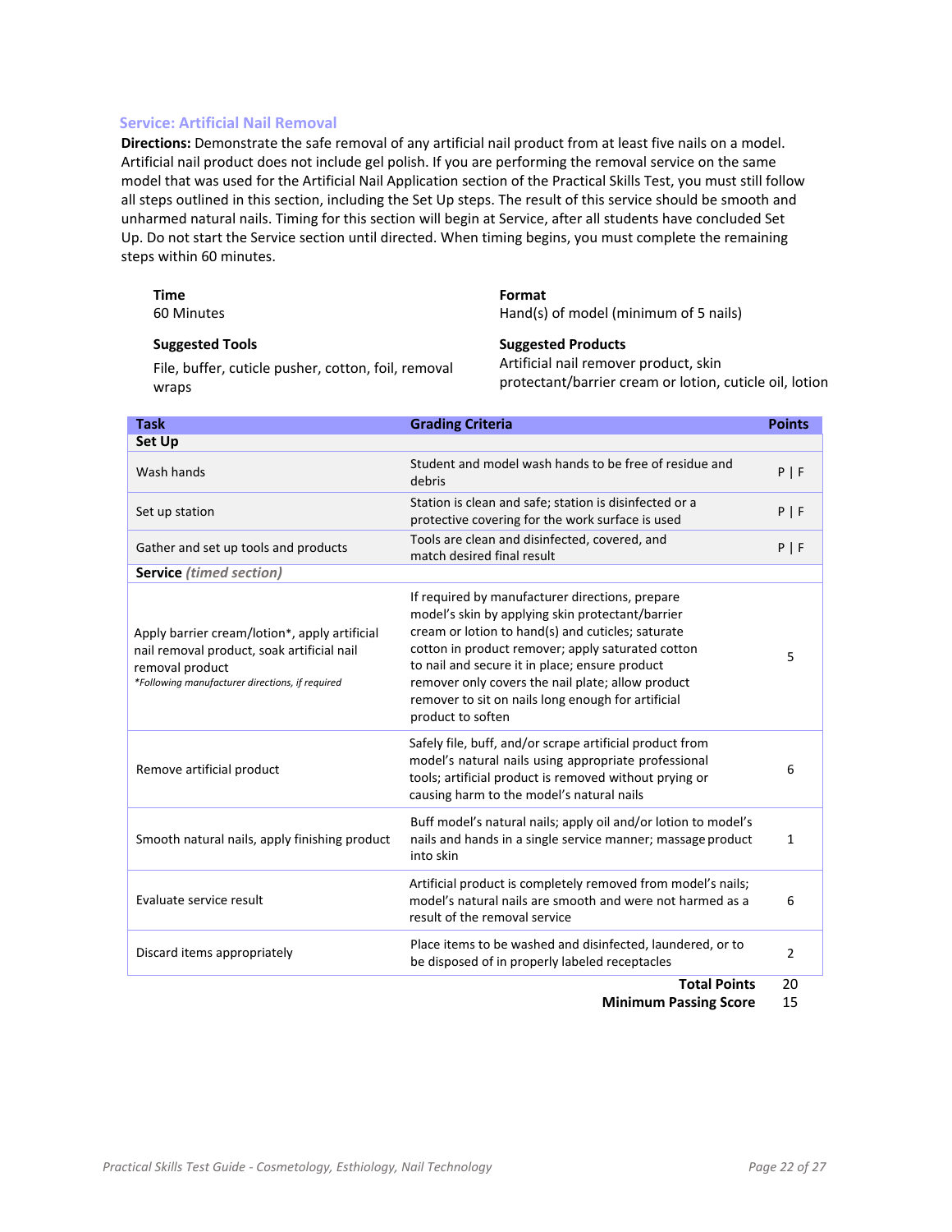### Service: Artificial Nail Removal

**Directions:** Demonstrate the safe removal of any artificial nail product from at least five nails on a model. Artificial nail product does not include gel polish. If you are performing the removal service on the same model that was used for the Artificial Nail Application section of the Practical Skills Test, you must still follow all steps outlined in this section, including the Set Up steps. The result of this service should be smooth and unharmed natural nails. Timing for this section will begin at Service, after all students have concluded Set Up. Do not start the Service section until directed. When timing begins, you must complete the remaining steps within 60 minutes.

**Time**
60 Minutes

**Format**
Hand(s) of model (minimum of 5 nails)

**Suggested Tools**
File, buffer, cuticle pusher, cotton, foil, removal wraps

**Suggested Products**
Artificial nail remover product, skin protectant/barrier cream or lotion, cuticle oil, lotion

| Task | Grading Criteria | Points |
|---|---|---|
| **Set Up** | | |
| Wash hands | Student and model wash hands to be free of residue and debris | P \| F |
| Set up station | Station is clean and safe; station is disinfected or a protective covering for the work surface is used | P \| F |
| Gather and set up tools and products | Tools are clean and disinfected, covered, and match desired final result | P \| F |
| **Service** *(timed section)* | | |
| Apply barrier cream/lotion*, apply artificial nail removal product, soak artificial nail removal product<br>*\*Following manufacturer directions, if required* | If required by manufacturer directions, prepare model's skin by applying skin protectant/barrier cream or lotion to hand(s) and cuticles; saturate cotton in product remover; apply saturated cotton to nail and secure it in place; ensure product remover only covers the nail plate; allow product remover to sit on nails long enough for artificial product to soften | 5 |
| Remove artificial product | Safely file, buff, and/or scrape artificial product from model's natural nails using appropriate professional tools; artificial product is removed without prying or causing harm to the model's natural nails | 6 |
| Smooth natural nails, apply finishing product | Buff model's natural nails; apply oil and/or lotion to model's nails and hands in a single service manner; massage product into skin | 1 |
| Evaluate service result | Artificial product is completely removed from model's nails; model's natural nails are smooth and were not harmed as a result of the removal service | 6 |
| Discard items appropriately | Place items to be washed and disinfected, laundered, or to be disposed of in properly labeled receptacles | 2 |
| | **Total Points** | 20 |
| | **Minimum Passing Score** | 15 |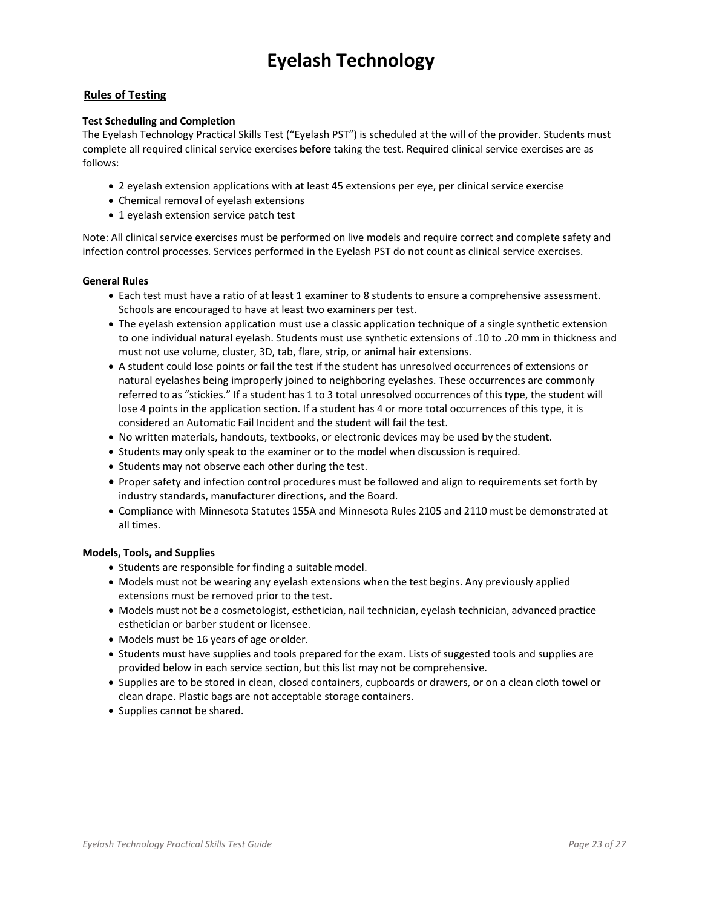# Eyelash Technology

## Rules of Testing

**Test Scheduling and Completion**

The Eyelash Technology Practical Skills Test ("Eyelash PST") is scheduled at the will of the provider. Students must complete all required clinical service exercises **before** taking the test. Required clinical service exercises are as follows:

- 2 eyelash extension applications with at least 45 extensions per eye, per clinical service exercise
- Chemical removal of eyelash extensions
- 1 eyelash extension service patch test

Note: All clinical service exercises must be performed on live models and require correct and complete safety and infection control processes. Services performed in the Eyelash PST do not count as clinical service exercises.

**General Rules**

- Each test must have a ratio of at least 1 examiner to 8 students to ensure a comprehensive assessment. Schools are encouraged to have at least two examiners per test.
- The eyelash extension application must use a classic application technique of a single synthetic extension to one individual natural eyelash. Students must use synthetic extensions of .10 to .20 mm in thickness and must not use volume, cluster, 3D, tab, flare, strip, or animal hair extensions.
- A student could lose points or fail the test if the student has unresolved occurrences of extensions or natural eyelashes being improperly joined to neighboring eyelashes. These occurrences are commonly referred to as "stickies." If a student has 1 to 3 total unresolved occurrences of this type, the student will lose 4 points in the application section. If a student has 4 or more total occurrences of this type, it is considered an Automatic Fail Incident and the student will fail the test.
- No written materials, handouts, textbooks, or electronic devices may be used by the student.
- Students may only speak to the examiner or to the model when discussion is required.
- Students may not observe each other during the test.
- Proper safety and infection control procedures must be followed and align to requirements set forth by industry standards, manufacturer directions, and the Board.
- Compliance with Minnesota Statutes 155A and Minnesota Rules 2105 and 2110 must be demonstrated at all times.

**Models, Tools, and Supplies**

- Students are responsible for finding a suitable model.
- Models must not be wearing any eyelash extensions when the test begins. Any previously applied extensions must be removed prior to the test.
- Models must not be a cosmetologist, esthetician, nail technician, eyelash technician, advanced practice esthetician or barber student or licensee.
- Models must be 16 years of age or older.
- Students must have supplies and tools prepared for the exam. Lists of suggested tools and supplies are provided below in each service section, but this list may not be comprehensive.
- Supplies are to be stored in clean, closed containers, cupboards or drawers, or on a clean cloth towel or clean drape. Plastic bags are not acceptable storage containers.
- Supplies cannot be shared.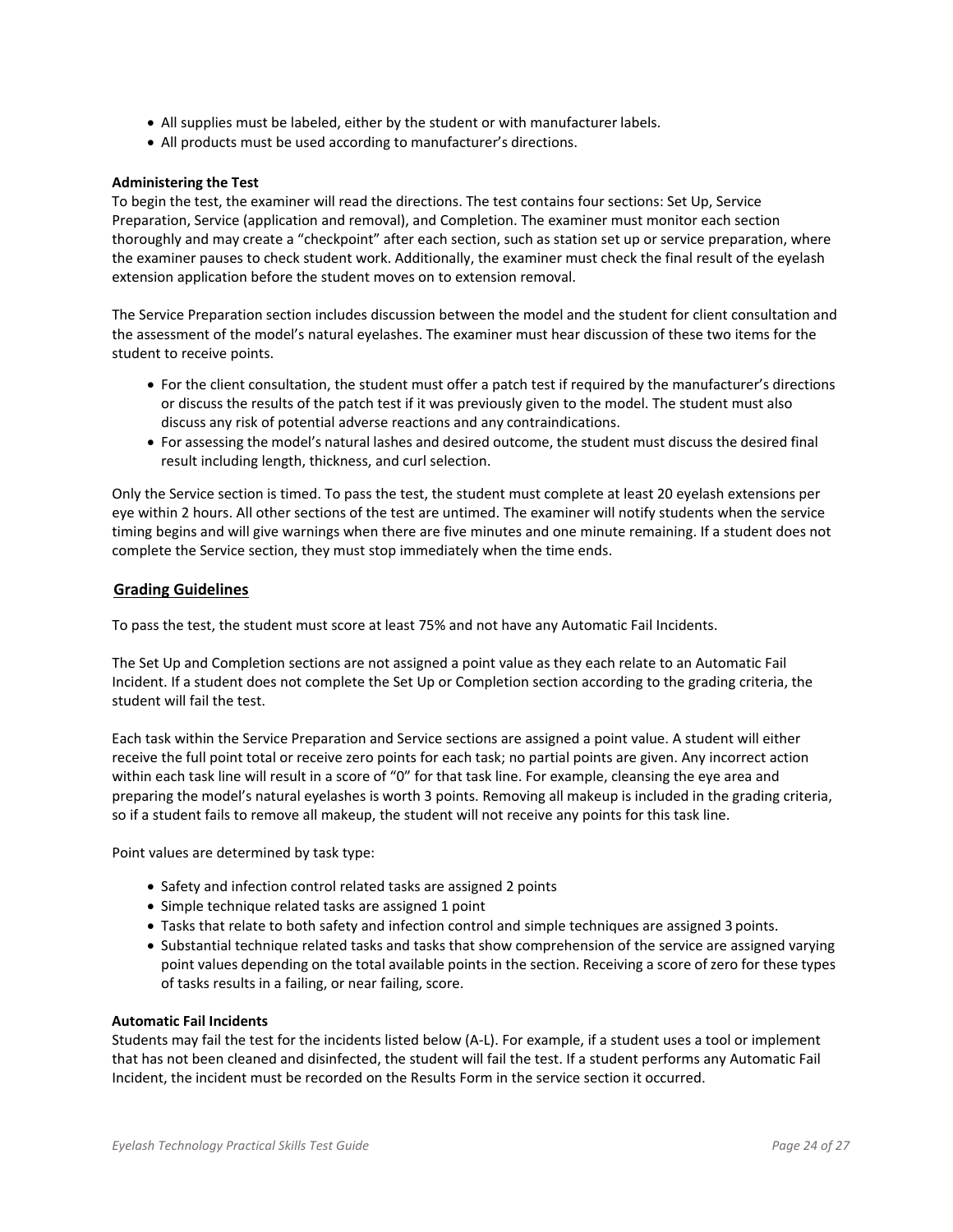- All supplies must be labeled, either by the student or with manufacturer labels.
- All products must be used according to manufacturer's directions.

**Administering the Test**

To begin the test, the examiner will read the directions. The test contains four sections: Set Up, Service Preparation, Service (application and removal), and Completion. The examiner must monitor each section thoroughly and may create a "checkpoint" after each section, such as station set up or service preparation, where the examiner pauses to check student work. Additionally, the examiner must check the final result of the eyelash extension application before the student moves on to extension removal.

The Service Preparation section includes discussion between the model and the student for client consultation and the assessment of the model's natural eyelashes. The examiner must hear discussion of these two items for the student to receive points.

- For the client consultation, the student must offer a patch test if required by the manufacturer's directions or discuss the results of the patch test if it was previously given to the model. The student must also discuss any risk of potential adverse reactions and any contraindications.
- For assessing the model's natural lashes and desired outcome, the student must discuss the desired final result including length, thickness, and curl selection.

Only the Service section is timed. To pass the test, the student must complete at least 20 eyelash extensions per eye within 2 hours. All other sections of the test are untimed. The examiner will notify students when the service timing begins and will give warnings when there are five minutes and one minute remaining. If a student does not complete the Service section, they must stop immediately when the time ends.

## Grading Guidelines

To pass the test, the student must score at least 75% and not have any Automatic Fail Incidents.

The Set Up and Completion sections are not assigned a point value as they each relate to an Automatic Fail Incident. If a student does not complete the Set Up or Completion section according to the grading criteria, the student will fail the test.

Each task within the Service Preparation and Service sections are assigned a point value. A student will either receive the full point total or receive zero points for each task; no partial points are given. Any incorrect action within each task line will result in a score of "0" for that task line. For example, cleansing the eye area and preparing the model's natural eyelashes is worth 3 points. Removing all makeup is included in the grading criteria, so if a student fails to remove all makeup, the student will not receive any points for this task line.

Point values are determined by task type:

- Safety and infection control related tasks are assigned 2 points
- Simple technique related tasks are assigned 1 point
- Tasks that relate to both safety and infection control and simple techniques are assigned 3 points.
- Substantial technique related tasks and tasks that show comprehension of the service are assigned varying point values depending on the total available points in the section. Receiving a score of zero for these types of tasks results in a failing, or near failing, score.

**Automatic Fail Incidents**

Students may fail the test for the incidents listed below (A-L). For example, if a student uses a tool or implement that has not been cleaned and disinfected, the student will fail the test. If a student performs any Automatic Fail Incident, the incident must be recorded on the Results Form in the service section it occurred.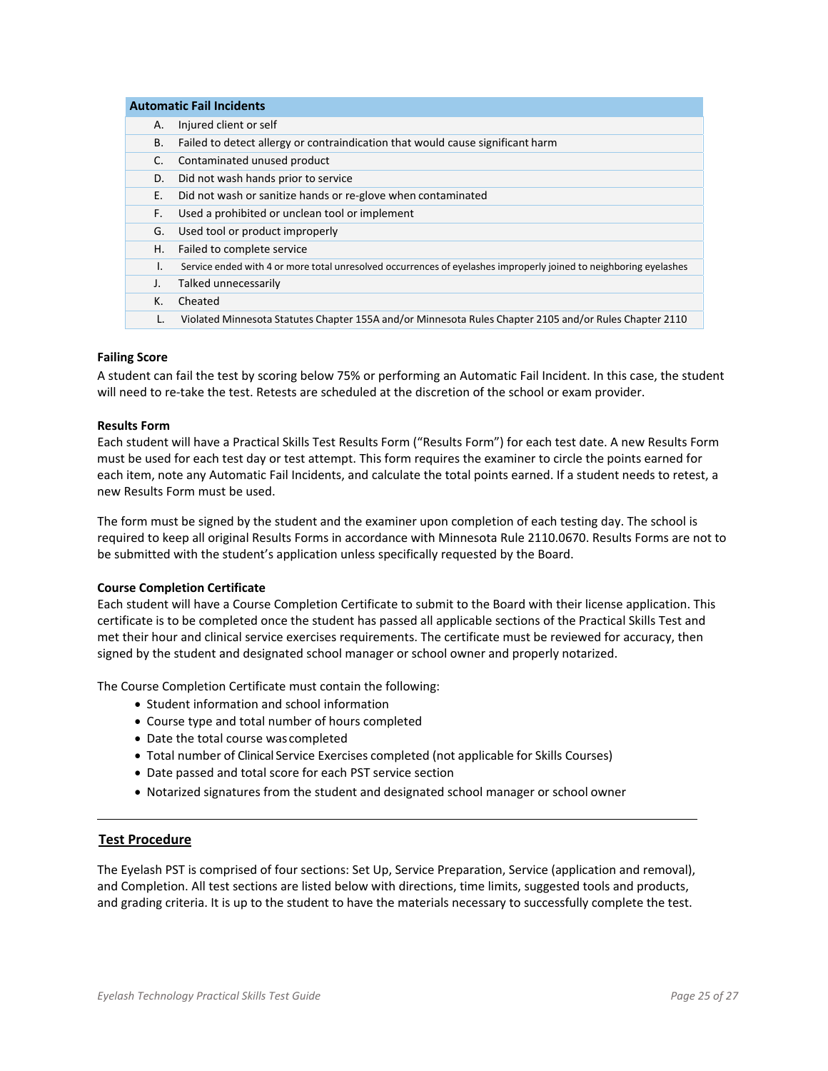| Automatic Fail Incidents | |
|---|---|
| A. | Injured client or self |
| B. | Failed to detect allergy or contraindication that would cause significant harm |
| C. | Contaminated unused product |
| D. | Did not wash hands prior to service |
| E. | Did not wash or sanitize hands or re-glove when contaminated |
| F. | Used a prohibited or unclean tool or implement |
| G. | Used tool or product improperly |
| H. | Failed to complete service |
| I. | Service ended with 4 or more total unresolved occurrences of eyelashes improperly joined to neighboring eyelashes |
| J. | Talked unnecessarily |
| K. | Cheated |
| L. | Violated Minnesota Statutes Chapter 155A and/or Minnesota Rules Chapter 2105 and/or Rules Chapter 2110 |

**Failing Score**

A student can fail the test by scoring below 75% or performing an Automatic Fail Incident. In this case, the student will need to re-take the test. Retests are scheduled at the discretion of the school or exam provider.

**Results Form**

Each student will have a Practical Skills Test Results Form ("Results Form") for each test date. A new Results Form must be used for each test day or test attempt. This form requires the examiner to circle the points earned for each item, note any Automatic Fail Incidents, and calculate the total points earned. If a student needs to retest, a new Results Form must be used.

The form must be signed by the student and the examiner upon completion of each testing day. The school is required to keep all original Results Forms in accordance with Minnesota Rule 2110.0670. Results Forms are not to be submitted with the student's application unless specifically requested by the Board.

**Course Completion Certificate**

Each student will have a Course Completion Certificate to submit to the Board with their license application. This certificate is to be completed once the student has passed all applicable sections of the Practical Skills Test and met their hour and clinical service exercises requirements. The certificate must be reviewed for accuracy, then signed by the student and designated school manager or school owner and properly notarized.

The Course Completion Certificate must contain the following:

- Student information and school information
- Course type and total number of hours completed
- Date the total course was completed
- Total number of Clinical Service Exercises completed (not applicable for Skills Courses)
- Date passed and total score for each PST service section
- Notarized signatures from the student and designated school manager or school owner

---

## Test Procedure

The Eyelash PST is comprised of four sections: Set Up, Service Preparation, Service (application and removal), and Completion. All test sections are listed below with directions, time limits, suggested tools and products, and grading criteria. It is up to the student to have the materials necessary to successfully complete the test.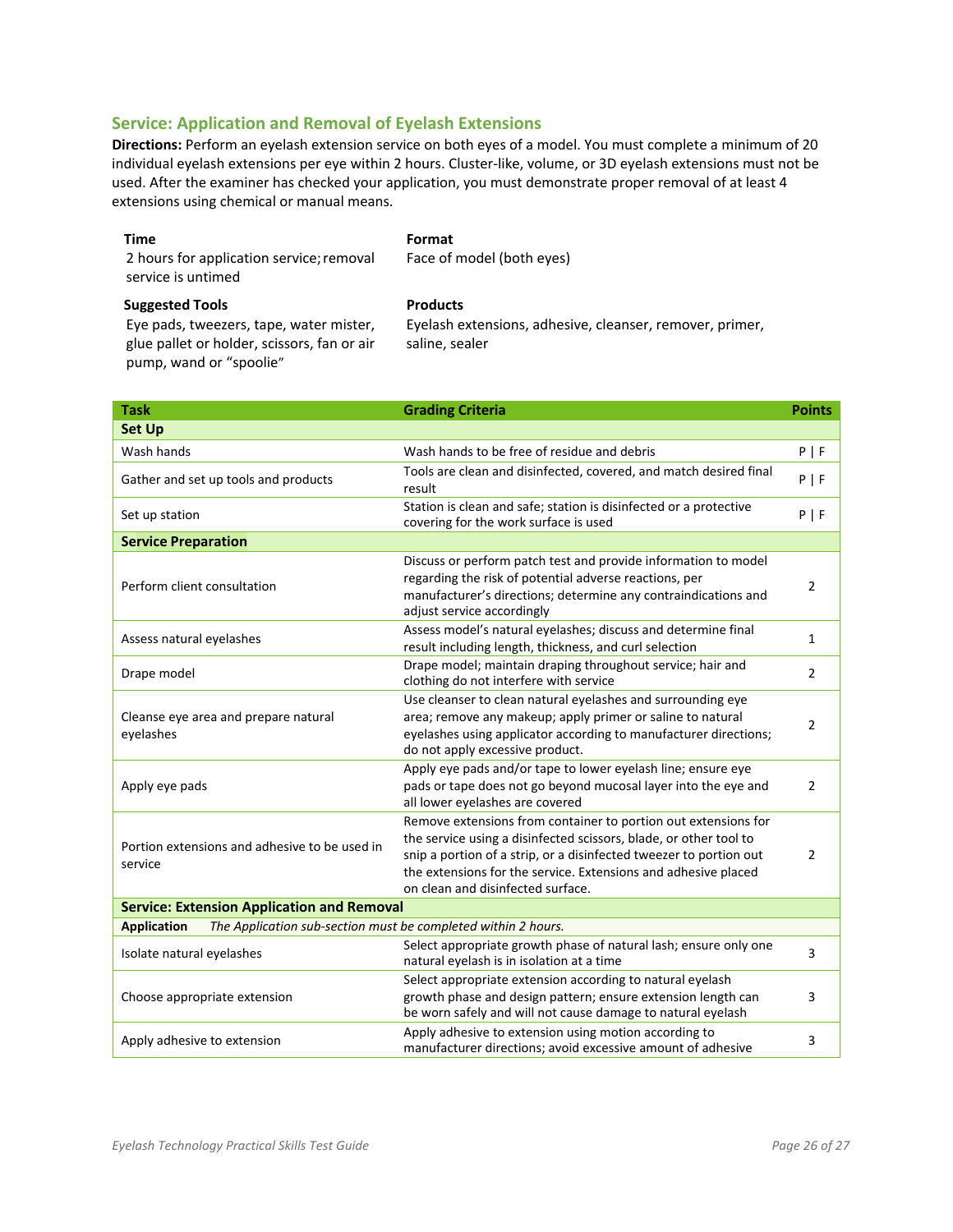## Service: Application and Removal of Eyelash Extensions

**Directions:** Perform an eyelash extension service on both eyes of a model. You must complete a minimum of 20 individual eyelash extensions per eye within 2 hours. Cluster-like, volume, or 3D eyelash extensions must not be used. After the examiner has checked your application, you must demonstrate proper removal of at least 4 extensions using chemical or manual means.

**Time**
2 hours for application service; removal service is untimed

**Format**
Face of model (both eyes)

**Suggested Tools**
Eye pads, tweezers, tape, water mister, glue pallet or holder, scissors, fan or air pump, wand or "spoolie"

**Products**
Eyelash extensions, adhesive, cleanser, remover, primer, saline, sealer

| Task | Grading Criteria | Points |
|---|---|---|
| **Set Up** | | |
| Wash hands | Wash hands to be free of residue and debris | P \| F |
| Gather and set up tools and products | Tools are clean and disinfected, covered, and match desired final result | P \| F |
| Set up station | Station is clean and safe; station is disinfected or a protective covering for the work surface is used | P \| F |
| **Service Preparation** | | |
| Perform client consultation | Discuss or perform patch test and provide information to model regarding the risk of potential adverse reactions, per manufacturer's directions; determine any contraindications and adjust service accordingly | 2 |
| Assess natural eyelashes | Assess model's natural eyelashes; discuss and determine final result including length, thickness, and curl selection | 1 |
| Drape model | Drape model; maintain draping throughout service; hair and clothing do not interfere with service | 2 |
| Cleanse eye area and prepare natural eyelashes | Use cleanser to clean natural eyelashes and surrounding eye area; remove any makeup; apply primer or saline to natural eyelashes using applicator according to manufacturer directions; do not apply excessive product. | 2 |
| Apply eye pads | Apply eye pads and/or tape to lower eyelash line; ensure eye pads or tape does not go beyond mucosal layer into the eye and all lower eyelashes are covered | 2 |
| Portion extensions and adhesive to be used in service | Remove extensions from container to portion out extensions for the service using a disinfected scissors, blade, or other tool to snip a portion of a strip, or a disinfected tweezer to portion out the extensions for the service. Extensions and adhesive placed on clean and disinfected surface. | 2 |
| **Service: Extension Application and Removal** | | |
| **Application** *The Application sub-section must be completed within 2 hours.* | | |
| Isolate natural eyelashes | Select appropriate growth phase of natural lash; ensure only one natural eyelash is in isolation at a time | 3 |
| Choose appropriate extension | Select appropriate extension according to natural eyelash growth phase and design pattern; ensure extension length can be worn safely and will not cause damage to natural eyelash | 3 |
| Apply adhesive to extension | Apply adhesive to extension using motion according to manufacturer directions; avoid excessive amount of adhesive | 3 |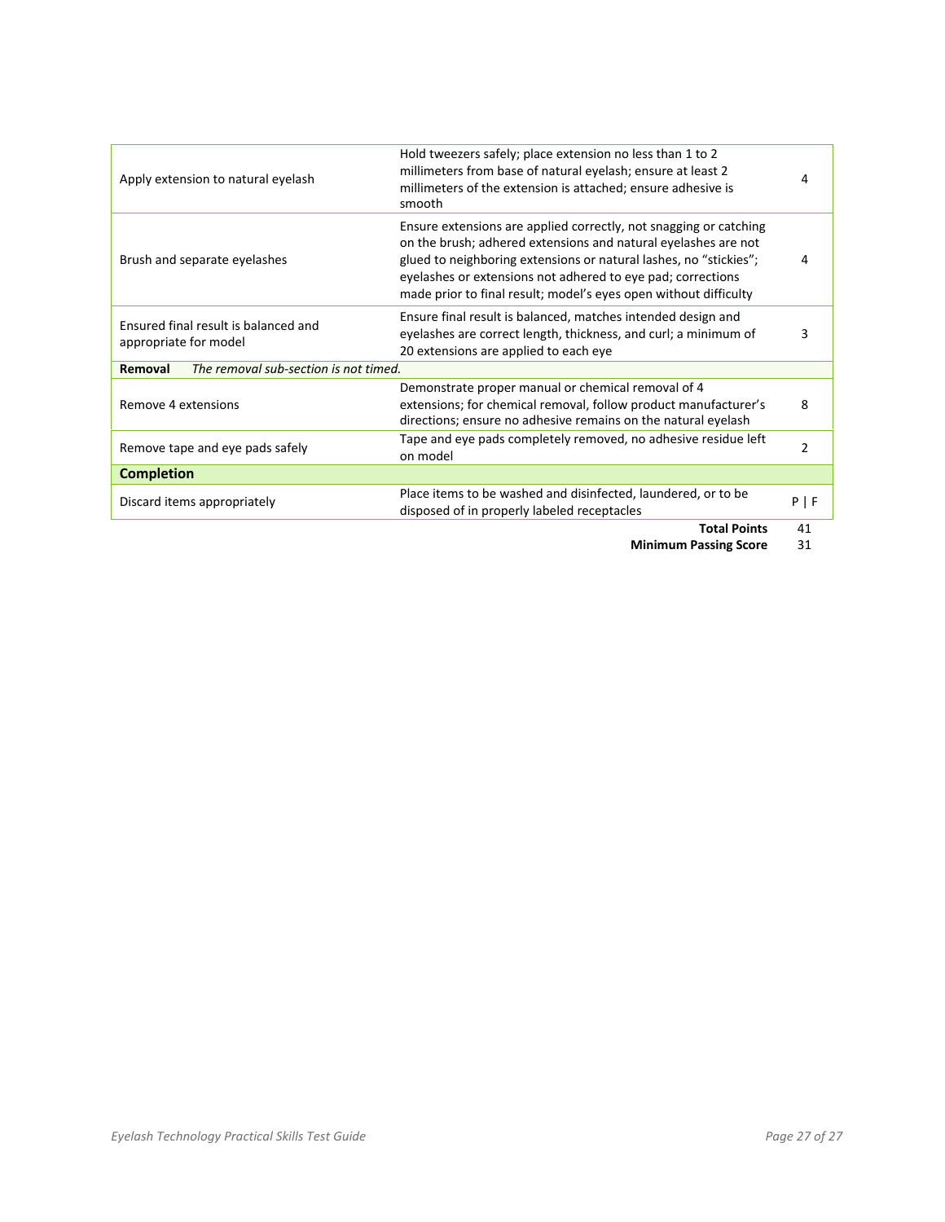| | | |
|---|---|---|
| Apply extension to natural eyelash | Hold tweezers safely; place extension no less than 1 to 2 millimeters from base of natural eyelash; ensure at least 2 millimeters of the extension is attached; ensure adhesive is smooth | 4 |
| Brush and separate eyelashes | Ensure extensions are applied correctly, not snagging or catching on the brush; adhered extensions and natural eyelashes are not glued to neighboring extensions or natural lashes, no "stickies"; eyelashes or extensions not adhered to eye pad; corrections made prior to final result; model's eyes open without difficulty | 4 |
| Ensured final result is balanced and appropriate for model | Ensure final result is balanced, matches intended design and eyelashes are correct length, thickness, and curl; a minimum of 20 extensions are applied to each eye | 3 |
| **Removal** *The removal sub-section is not timed.* | | |
| Remove 4 extensions | Demonstrate proper manual or chemical removal of 4 extensions; for chemical removal, follow product manufacturer's directions; ensure no adhesive remains on the natural eyelash | 8 |
| Remove tape and eye pads safely | Tape and eye pads completely removed, no adhesive residue left on model | 2 |
| **Completion** | | |
| Discard items appropriately | Place items to be washed and disinfected, laundered, or to be disposed of in properly labeled receptacles | P \| F |
| | **Total Points** | 41 |
| | **Minimum Passing Score** | 31 |